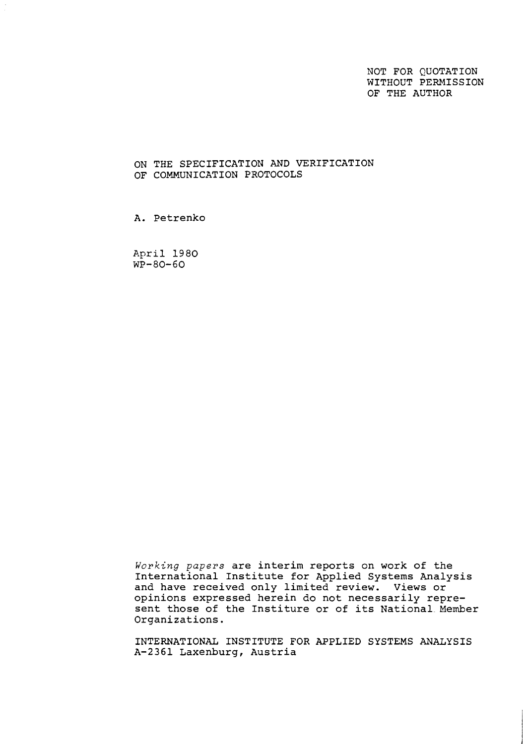NOT FOR QUOTATION
WITHOUT PERMISSION
OF THE AUTHOR

# ON THE SPECIFICATION AND VERIFICATION OF COMMUNICATION PROTOCOLS

A. Petrenko

April 1980
WP-80-60

*Working papers* are interim reports on work of the International Institute for Applied Systems Analysis and have received only limited review. Views or opinions expressed herein do not necessarily represent those of the Institure or of its National Member Organizations.

INTERNATIONAL INSTITUTE FOR APPLIED SYSTEMS ANALYSIS
A-2361 Laxenburg, Austria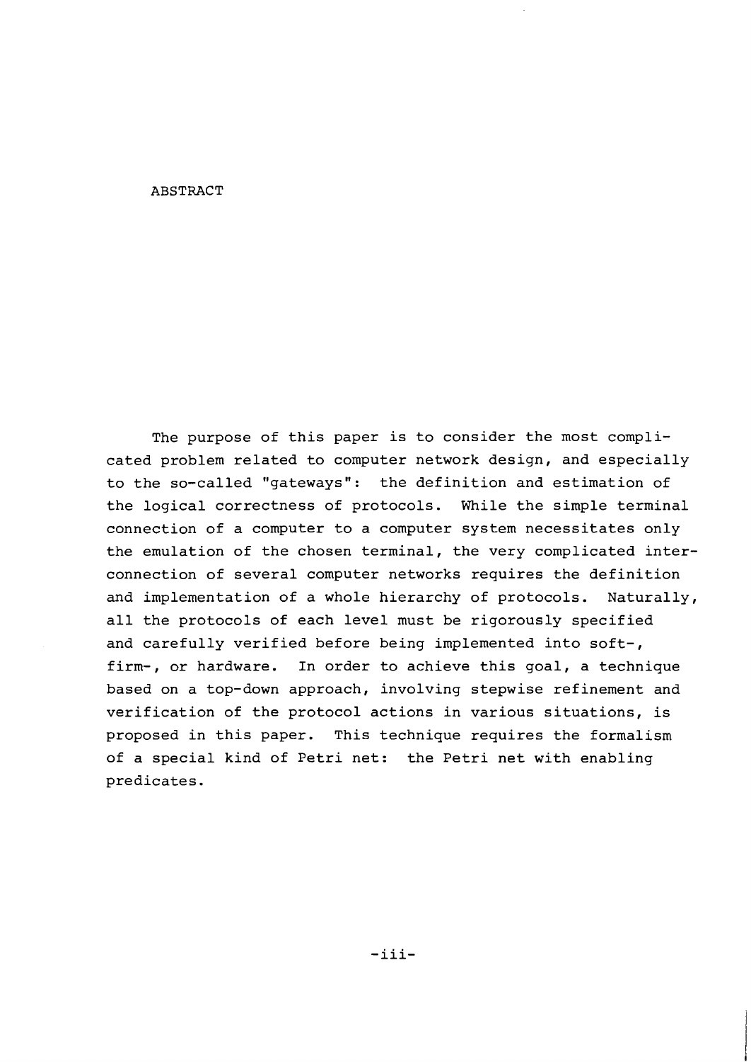# ABSTRACT

The purpose of this paper is to consider the most complicated problem related to computer network design, and especially to the so-called "gateways": the definition and estimation of the logical correctness of protocols. While the simple terminal connection of a computer to a computer system necessitates only the emulation of the chosen terminal, the very complicated interconnection of several computer networks requires the definition and implementation of a whole hierarchy of protocols. Naturally, all the protocols of each level must be rigorously specified and carefully verified before being implemented into soft-, firm-, or hardware. In order to achieve this goal, a technique based on a top-down approach, involving stepwise refinement and verification of the protocol actions in various situations, is proposed in this paper. This technique requires the formalism of a special kind of Petri net: the Petri net with enabling predicates.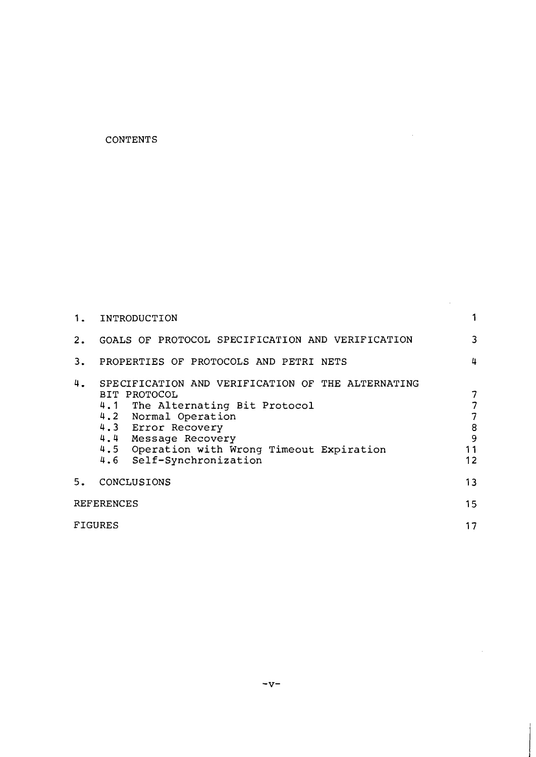CONTENTS

| | | |
|---|---|---|
| 1. | INTRODUCTION | 1 |
| 2. | GOALS OF PROTOCOL SPECIFICATION AND VERIFICATION | 3 |
| 3. | PROPERTIES OF PROTOCOLS AND PETRI NETS | 4 |
| 4. | SPECIFICATION AND VERIFICATION OF THE ALTERNATING BIT PROTOCOL | 7 |
| | 4.1 The Alternating Bit Protocol | 7 |
| | 4.2 Normal Operation | 7 |
| | 4.3 Error Recovery | 8 |
| | 4.4 Message Recovery | 9 |
| | 4.5 Operation with Wrong Timeout Expiration | 11 |
| | 4.6 Self-Synchronization | 12 |
| 5. | CONCLUSIONS | 13 |
| | REFERENCES | 15 |
| | FIGURES | 17 |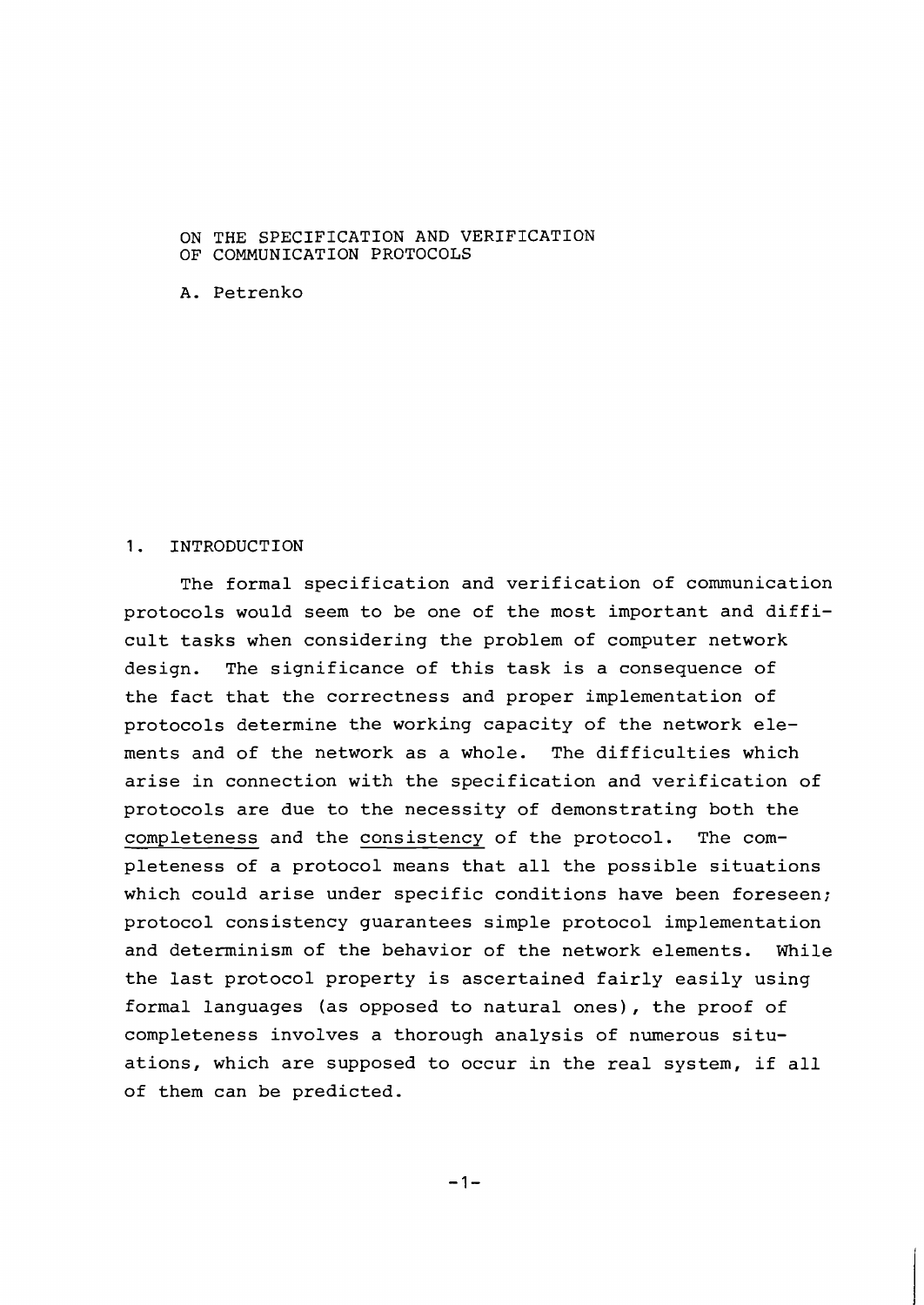# ON THE SPECIFICATION AND VERIFICATION OF COMMUNICATION PROTOCOLS

A. Petrenko

## 1. INTRODUCTION

The formal specification and verification of communication protocols would seem to be one of the most important and difficult tasks when considering the problem of computer network design. The significance of this task is a consequence of the fact that the correctness and proper implementation of protocols determine the working capacity of the network elements and of the network as a whole. The difficulties which arise in connection with the specification and verification of protocols are due to the necessity of demonstrating both the completeness and the consistency of the protocol. The completeness of a protocol means that all the possible situations which could arise under specific conditions have been foreseen; protocol consistency guarantees simple protocol implementation and determinism of the behavior of the network elements. While the last protocol property is ascertained fairly easily using formal languages (as opposed to natural ones), the proof of completeness involves a thorough analysis of numerous situations, which are supposed to occur in the real system, if all of them can be predicted.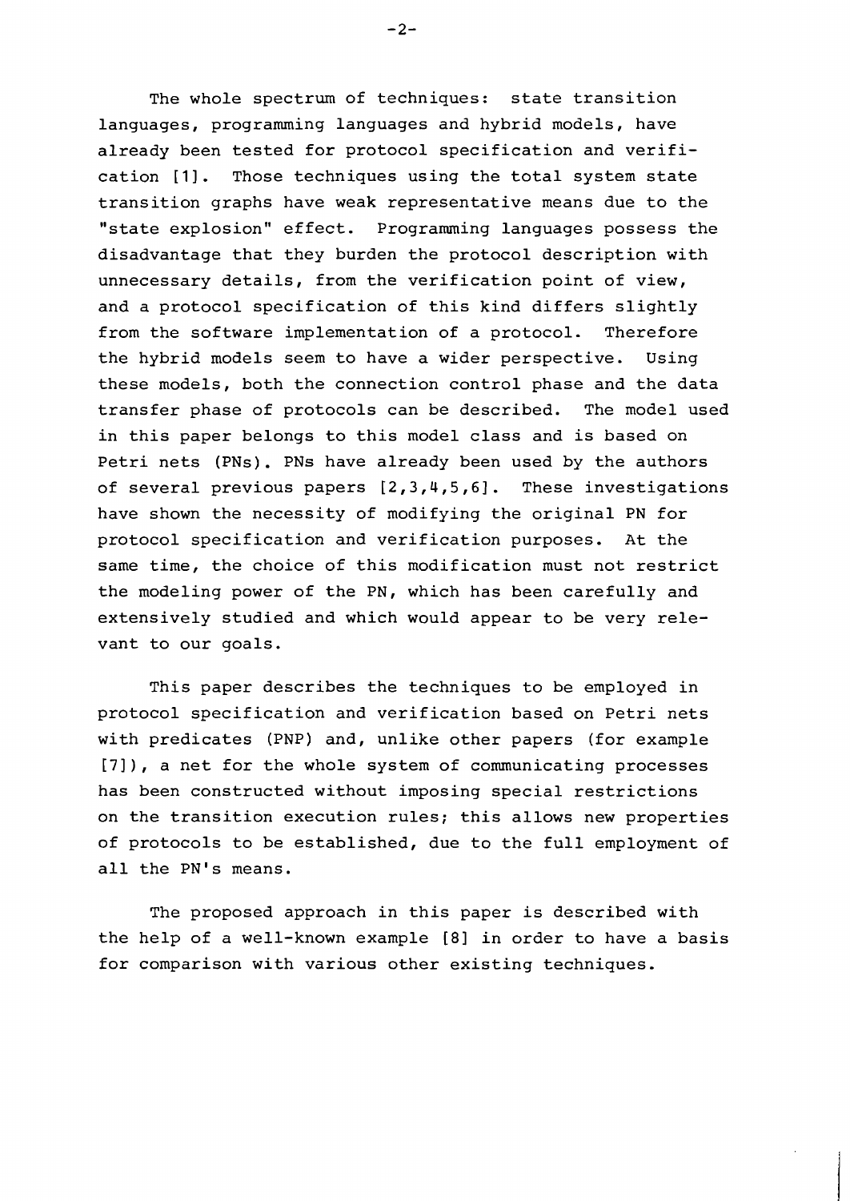The whole spectrum of techniques: state transition languages, programming languages and hybrid models, have already been tested for protocol specification and verification [1]. Those techniques using the total system state transition graphs have weak representative means due to the "state explosion" effect. Programming languages possess the disadvantage that they burden the protocol description with unnecessary details, from the verification point of view, and a protocol specification of this kind differs slightly from the software implementation of a protocol. Therefore the hybrid models seem to have a wider perspective. Using these models, both the connection control phase and the data transfer phase of protocols can be described. The model used in this paper belongs to this model class and is based on Petri nets (PNs). PNs have already been used by the authors of several previous papers [2,3,4,5,6]. These investigations have shown the necessity of modifying the original PN for protocol specification and verification purposes. At the same time, the choice of this modification must not restrict the modeling power of the PN, which has been carefully and extensively studied and which would appear to be very relevant to our goals.

This paper describes the techniques to be employed in protocol specification and verification based on Petri nets with predicates (PNP) and, unlike other papers (for example [7]), a net for the whole system of communicating processes has been constructed without imposing special restrictions on the transition execution rules; this allows new properties of protocols to be established, due to the full employment of all the PN's means.

The proposed approach in this paper is described with the help of a well-known example [8] in order to have a basis for comparison with various other existing techniques.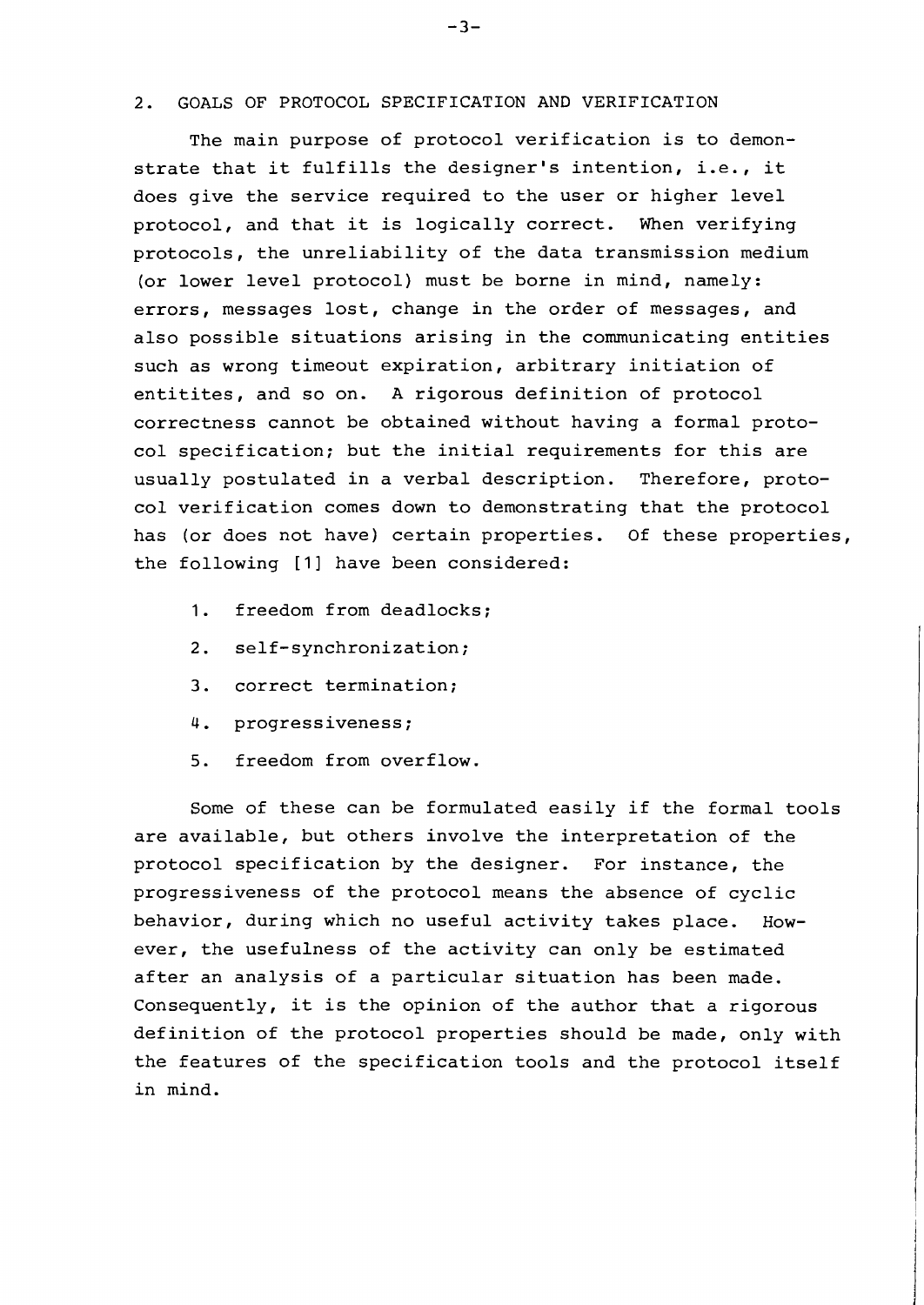## 2. GOALS OF PROTOCOL SPECIFICATION AND VERIFICATION

The main purpose of protocol verification is to demonstrate that it fulfills the designer's intention, i.e., it does give the service required to the user or higher level protocol, and that it is logically correct. When verifying protocols, the unreliability of the data transmission medium (or lower level protocol) must be borne in mind, namely: errors, messages lost, change in the order of messages, and also possible situations arising in the communicating entities such as wrong timeout expiration, arbitrary initiation of entitites, and so on. A rigorous definition of protocol correctness cannot be obtained without having a formal protocol specification; but the initial requirements for this are usually postulated in a verbal description. Therefore, protocol verification comes down to demonstrating that the protocol has (or does not have) certain properties. Of these properties, the following [1] have been considered:

1. freedom from deadlocks;
2. self-synchronization;
3. correct termination;
4. progressiveness;
5. freedom from overflow.

Some of these can be formulated easily if the formal tools are available, but others involve the interpretation of the protocol specification by the designer. For instance, the progressiveness of the protocol means the absence of cyclic behavior, during which no useful activity takes place. However, the usefulness of the activity can only be estimated after an analysis of a particular situation has been made. Consequently, it is the opinion of the author that a rigorous definition of the protocol properties should be made, only with the features of the specification tools and the protocol itself in mind.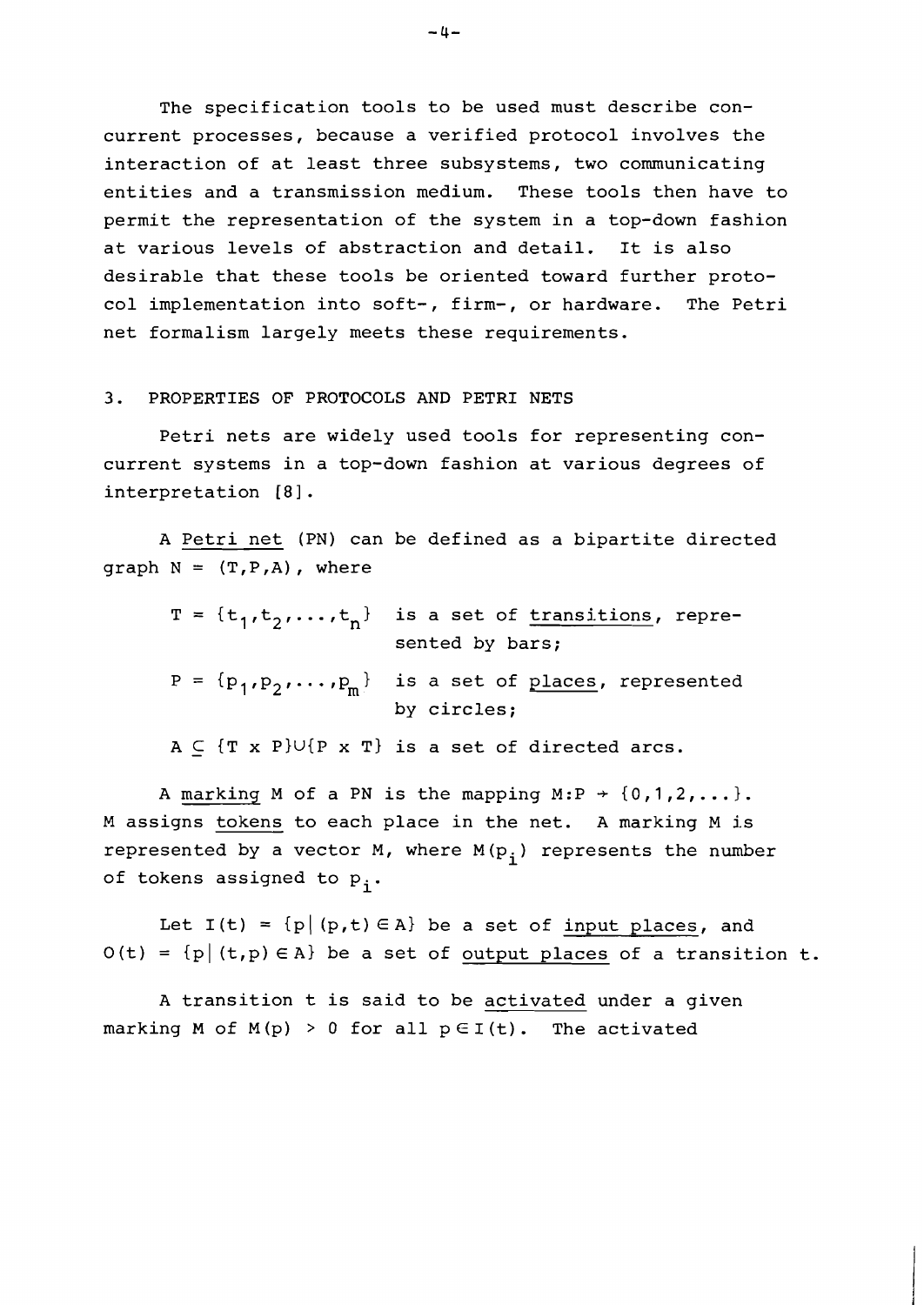The specification tools to be used must describe concurrent processes, because a verified protocol involves the interaction of at least three subsystems, two communicating entities and a transmission medium. These tools then have to permit the representation of the system in a top-down fashion at various levels of abstraction and detail. It is also desirable that these tools be oriented toward further protocol implementation into soft-, firm-, or hardware. The Petri net formalism largely meets these requirements.

## 3. PROPERTIES OF PROTOCOLS AND PETRI NETS

Petri nets are widely used tools for representing concurrent systems in a top-down fashion at various degrees of interpretation [8].

A Petri net (PN) can be defined as a bipartite directed graph $N = (T,P,A)$, where

- $T = \{t_1,t_2,\dots,t_n\}$ is a set of transitions, represented by bars;
- $P = \{p_1,p_2,\dots,p_m\}$ is a set of places, represented by circles;
- $A \subseteq \{T \times P\} \cup \{P \times T\}$ is a set of directed arcs.

A marking M of a PN is the mapping $M: P \rightarrow \{0,1,2,\dots\}$. M assigns tokens to each place in the net. A marking M is represented by a vector M, where $M(p_i)$ represents the number of tokens assigned to $p_i$.

Let $I(t) = \{p \mid (p,t) \in A\}$ be a set of input places, and $O(t) = \{p \mid (t,p) \in A\}$ be a set of output places of a transition t.

A transition t is said to be activated under a given marking M of $M(p) > 0$ for all $p \in I(t)$. The activated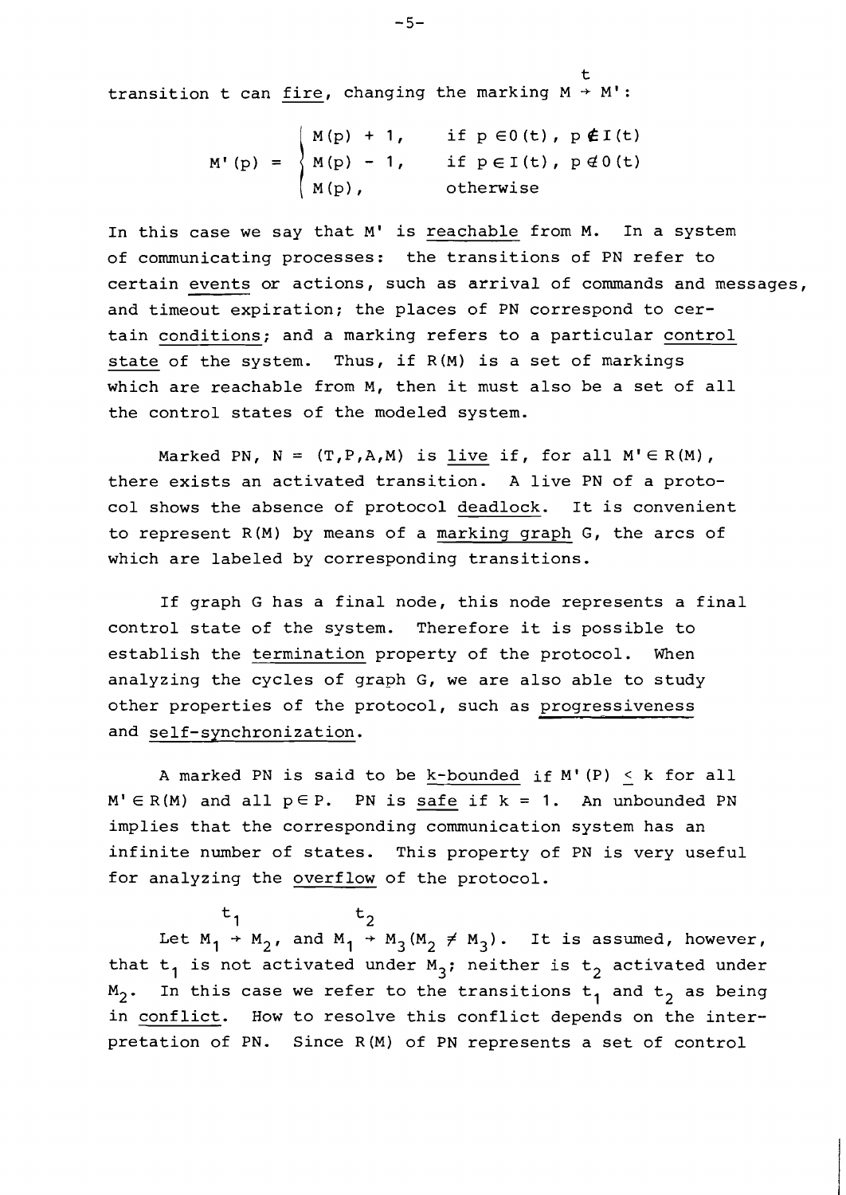transition t can fire, changing the marking $M \xrightarrow{t} M'$:

$$M'(p) = \begin{cases} M(p) + 1, & \text{if } p \in O(t),\ p \notin I(t) \\ M(p) - 1, & \text{if } p \in I(t),\ p \notin O(t) \\ M(p), & \text{otherwise} \end{cases}$$

In this case we say that M' is reachable from M. In a system of communicating processes: the transitions of PN refer to certain events or actions, such as arrival of commands and messages, and timeout expiration; the places of PN correspond to certain conditions; and a marking refers to a particular control state of the system. Thus, if R(M) is a set of markings which are reachable from M, then it must also be a set of all the control states of the modeled system.

Marked PN, $N = (T,P,A,M)$ is live if, for all $M' \in R(M)$, there exists an activated transition. A live PN of a protocol shows the absence of protocol deadlock. It is convenient to represent R(M) by means of a marking graph G, the arcs of which are labeled by corresponding transitions.

If graph G has a final node, this node represents a final control state of the system. Therefore it is possible to establish the termination property of the protocol. When analyzing the cycles of graph G, we are also able to study other properties of the protocol, such as progressiveness and self-synchronization.

A marked PN is said to be k-bounded if $M'(P) \leq k$ for all $M' \in R(M)$ and all $p \in P$. PN is safe if $k = 1$. An unbounded PN implies that the corresponding communication system has an infinite number of states. This property of PN is very useful for analyzing the overflow of the protocol.

Let $M_1 \xrightarrow{t_1} M_2$, and $M_1 \xrightarrow{t_2} M_3 (M_2 \neq M_3)$. It is assumed, however, that $t_1$ is not activated under $M_3$; neither is $t_2$ activated under $M_2$. In this case we refer to the transitions $t_1$ and $t_2$ as being in conflict. How to resolve this conflict depends on the interpretation of PN. Since R(M) of PN represents a set of control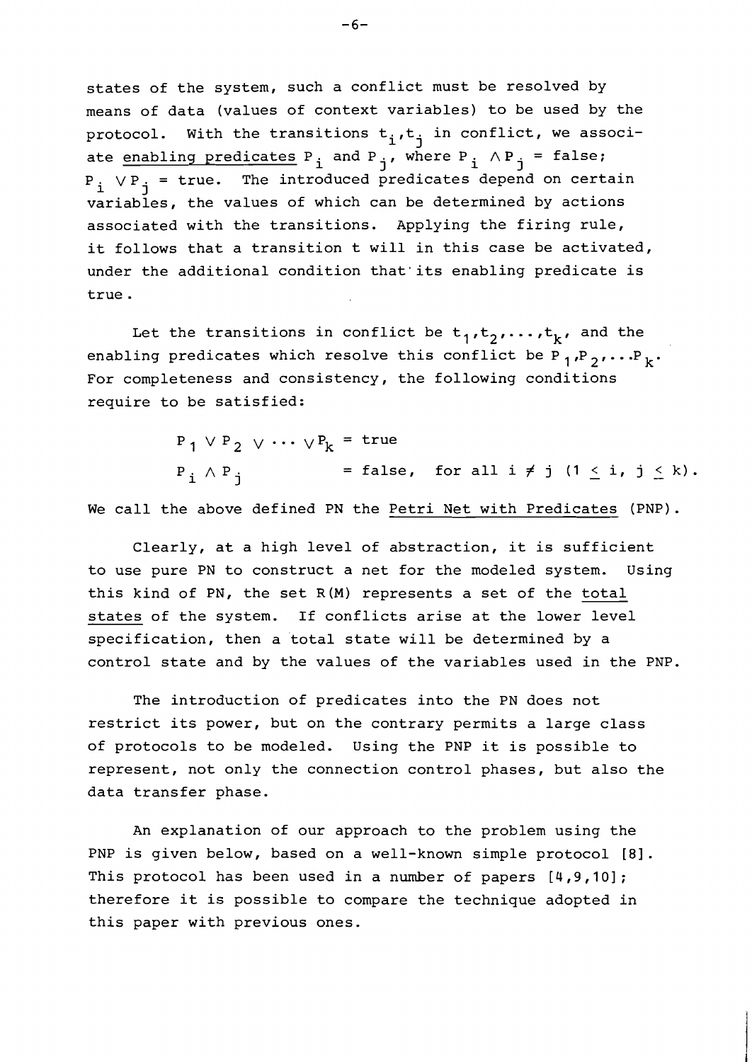states of the system, such a conflict must be resolved by means of data (values of context variables) to be used by the protocol. With the transitions $t_i, t_j$ in conflict, we associate enabling predicates $P_i$ and $P_j$, where $P_i \wedge P_j$ = false; $P_i \vee P_j$ = true. The introduced predicates depend on certain variables, the values of which can be determined by actions associated with the transitions. Applying the firing rule, it follows that a transition t will in this case be activated, under the additional condition that its enabling predicate is true.

Let the transitions in conflict be $t_1, t_2, \ldots, t_k$, and the enabling predicates which resolve this conflict be $P_1, P_2, \ldots P_k$. For completeness and consistency, the following conditions require to be satisfied:

$$P_1 \vee P_2 \vee \cdots \vee P_k = \text{true}$$

$$P_i \wedge P_j = \text{false}, \quad \text{for all } i \neq j \ (1 \leq i, j \leq k).$$

We call the above defined PN the Petri Net with Predicates (PNP).

Clearly, at a high level of abstraction, it is sufficient to use pure PN to construct a net for the modeled system. Using this kind of PN, the set R(M) represents a set of the total states of the system. If conflicts arise at the lower level specification, then a total state will be determined by a control state and by the values of the variables used in the PNP.

The introduction of predicates into the PN does not restrict its power, but on the contrary permits a large class of protocols to be modeled. Using the PNP it is possible to represent, not only the connection control phases, but also the data transfer phase.

An explanation of our approach to the problem using the PNP is given below, based on a well-known simple protocol [8]. This protocol has been used in a number of papers [4,9,10]; therefore it is possible to compare the technique adopted in this paper with previous ones.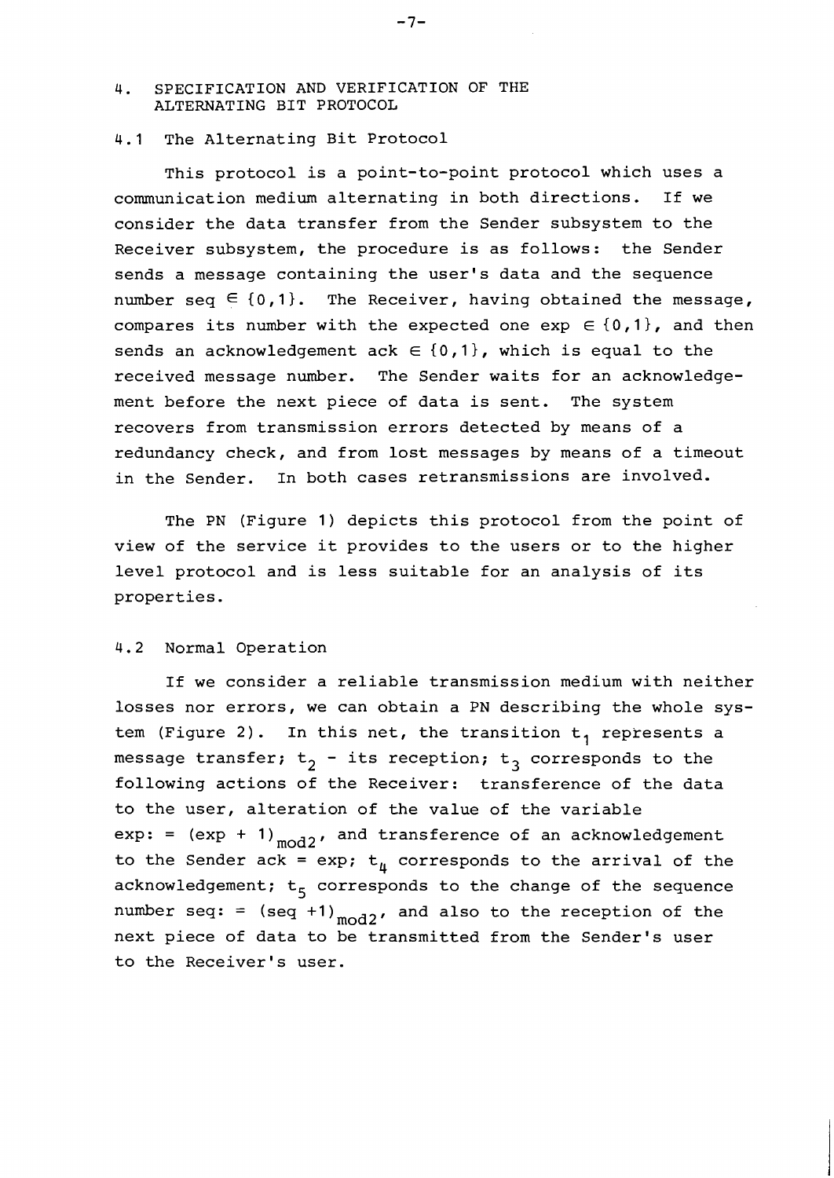## 4. SPECIFICATION AND VERIFICATION OF THE ALTERNATING BIT PROTOCOL

### 4.1 The Alternating Bit Protocol

This protocol is a point-to-point protocol which uses a communication medium alternating in both directions. If we consider the data transfer from the Sender subsystem to the Receiver subsystem, the procedure is as follows: the Sender sends a message containing the user's data and the sequence number seq $\in \{0,1\}$. The Receiver, having obtained the message, compares its number with the expected one exp $\in \{0,1\}$, and then sends an acknowledgement ack $\in \{0,1\}$, which is equal to the received message number. The Sender waits for an acknowledgement before the next piece of data is sent. The system recovers from transmission errors detected by means of a redundancy check, and from lost messages by means of a timeout in the Sender. In both cases retransmissions are involved.

The PN (Figure 1) depicts this protocol from the point of view of the service it provides to the users or to the higher level protocol and is less suitable for an analysis of its properties.

### 4.2 Normal Operation

If we consider a reliable transmission medium with neither losses nor errors, we can obtain a PN describing the whole system (Figure 2). In this net, the transition $t_1$ represents a message transfer; $t_2$ - its reception; $t_3$ corresponds to the following actions of the Receiver: transference of the data to the user, alteration of the value of the variable exp: = $(\text{exp} + 1)_{\text{mod}2}$, and transference of an acknowledgement to the Sender ack = exp; $t_4$ corresponds to the arrival of the acknowledgement; $t_5$ corresponds to the change of the sequence number seq: = $(\text{seq} + 1)_{\text{mod}2}$, and also to the reception of the next piece of data to be transmitted from the Sender's user to the Receiver's user.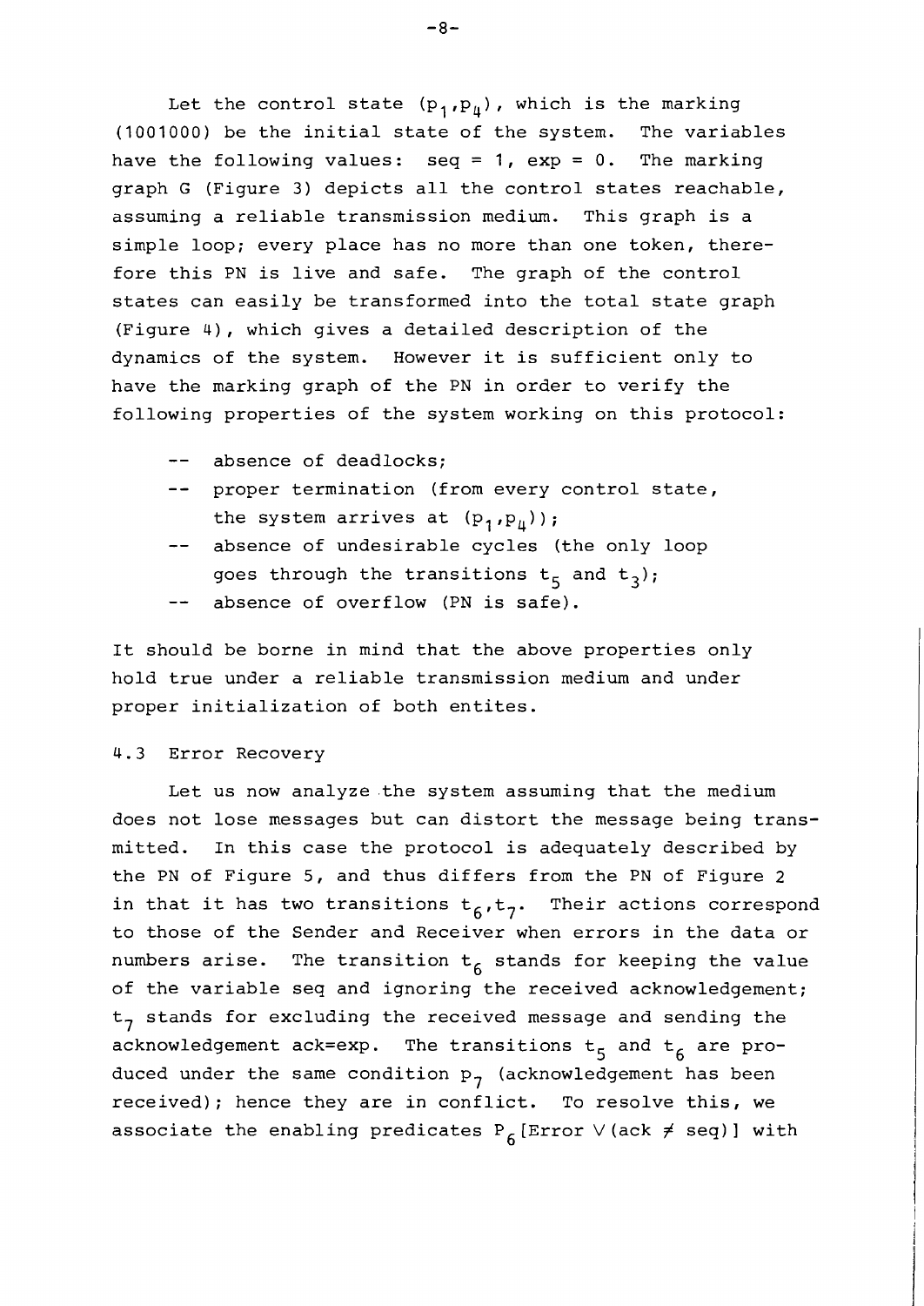Let the control state $(p_1,p_4)$, which is the marking (1001000) be the initial state of the system. The variables have the following values: seq = 1, exp = 0. The marking graph G (Figure 3) depicts all the control states reachable, assuming a reliable transmission medium. This graph is a simple loop; every place has no more than one token, therefore this PN is live and safe. The graph of the control states can easily be transformed into the total state graph (Figure 4), which gives a detailed description of the dynamics of the system. However it is sufficient only to have the marking graph of the PN in order to verify the following properties of the system working on this protocol:

- absence of deadlocks;
- proper termination (from every control state, the system arrives at $(p_1,p_4)$);
- absence of undesirable cycles (the only loop goes through the transitions $t_5$ and $t_3$);
- absence of overflow (PN is safe).

It should be borne in mind that the above properties only hold true under a reliable transmission medium and under proper initialization of both entites.

### 4.3 Error Recovery

Let us now analyze the system assuming that the medium does not lose messages but can distort the message being transmitted. In this case the protocol is adequately described by the PN of Figure 5, and thus differs from the PN of Figure 2 in that it has two transitions $t_6,t_7$. Their actions correspond to those of the Sender and Receiver when errors in the data or numbers arise. The transition $t_6$ stands for keeping the value of the variable seq and ignoring the received acknowledgement; $t_7$ stands for excluding the received message and sending the acknowledgement ack=exp. The transitions $t_5$ and $t_6$ are produced under the same condition $p_7$ (acknowledgement has been received); hence they are in conflict. To resolve this, we associate the enabling predicates $P_6[\text{Error} \vee (\text{ack} \neq \text{seq})]$ with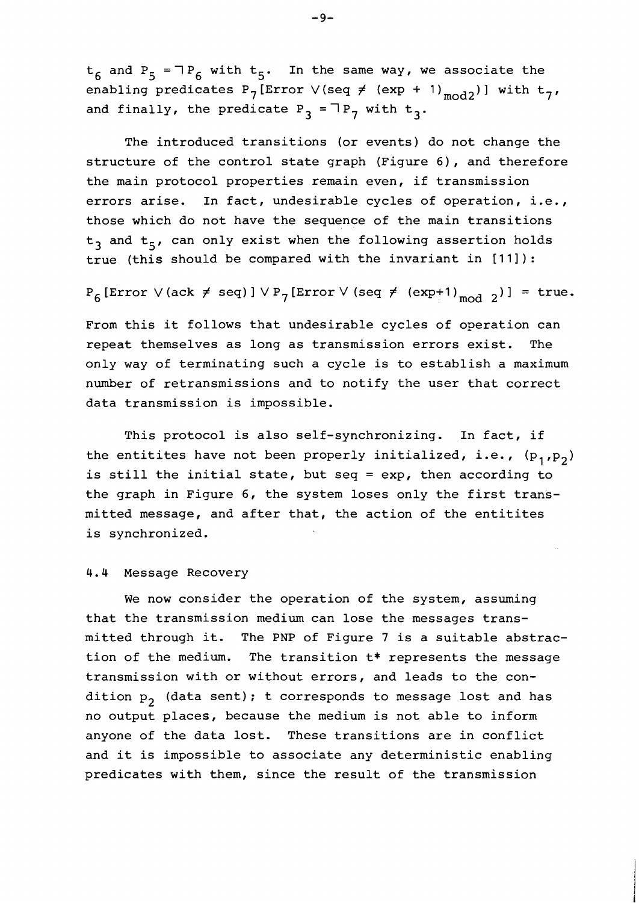$t_6$ and $P_5 = \neg P_6$ with $t_5$. In the same way, we associate the enabling predicates $P_7[\text{Error} \vee (\text{seq} \neq (\text{exp} + 1)_{\text{mod}2})]$ with $t_7$, and finally, the predicate $P_3 = \neg P_7$ with $t_3$.

The introduced transitions (or events) do not change the structure of the control state graph (Figure 6), and therefore the main protocol properties remain even, if transmission errors arise. In fact, undesirable cycles of operation, i.e., those which do not have the sequence of the main transitions $t_3$ and $t_5$, can only exist when the following assertion holds true (this should be compared with the invariant in [11]):

$$P_6[\text{Error} \vee (\text{ack} \neq \text{seq})] \vee P_7[\text{Error} \vee (\text{seq} \neq (\text{exp}+1)_{\text{mod } 2})] = \text{true}.$$

From this it follows that undesirable cycles of operation can repeat themselves as long as transmission errors exist. The only way of terminating such a cycle is to establish a maximum number of retransmissions and to notify the user that correct data transmission is impossible.

This protocol is also self-synchronizing. In fact, if the entitites have not been properly initialized, i.e., $(p_1, p_2)$ is still the initial state, but seq = exp, then according to the graph in Figure 6, the system loses only the first transmitted message, and after that, the action of the entitites is synchronized.

### 4.4 Message Recovery

We now consider the operation of the system, assuming that the transmission medium can lose the messages transmitted through it. The PNP of Figure 7 is a suitable abstraction of the medium. The transition $t^*$ represents the message transmission with or without errors, and leads to the condition $p_2$ (data sent); $t$ corresponds to message lost and has no output places, because the medium is not able to inform anyone of the data lost. These transitions are in conflict and it is impossible to associate any deterministic enabling predicates with them, since the result of the transmission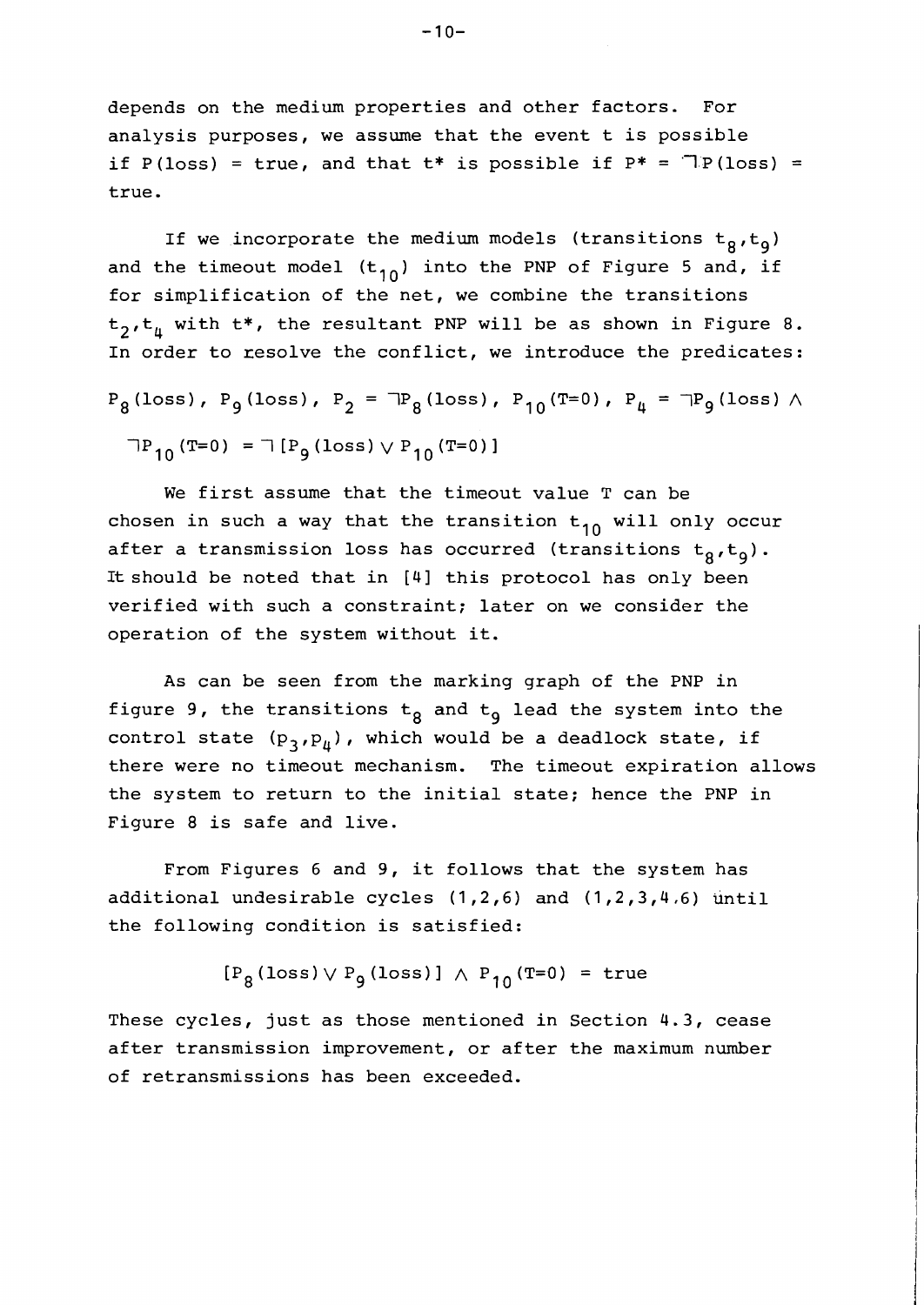depends on the medium properties and other factors. For analysis purposes, we assume that the event t is possible if P(loss) = true, and that t* is possible if $P^* = \neg P(\text{loss})$ = true.

If we incorporate the medium models (transitions $t_8, t_9$) and the timeout model ($t_{10}$) into the PNP of Figure 5 and, if for simplification of the net, we combine the transitions $t_2, t_4$ with t*, the resultant PNP will be as shown in Figure 8. In order to resolve the conflict, we introduce the predicates:

$$P_8(\text{loss}),\ P_9(\text{loss}),\ P_2 = \neg P_8(\text{loss}),\ P_{10}(T{=}0),\ P_4 = \neg P_9(\text{loss}) \wedge \neg P_{10}(T{=}0) = \neg[P_9(\text{loss}) \vee P_{10}(T{=}0)]$$

We first assume that the timeout value T can be chosen in such a way that the transition $t_{10}$ will only occur after a transmission loss has occurred (transitions $t_8, t_9$). It should be noted that in [4] this protocol has only been verified with such a constraint; later on we consider the operation of the system without it.

As can be seen from the marking graph of the PNP in figure 9, the transitions $t_8$ and $t_9$ lead the system into the control state $(p_3, p_4)$, which would be a deadlock state, if there were no timeout mechanism. The timeout expiration allows the system to return to the initial state; hence the PNP in Figure 8 is safe and live.

From Figures 6 and 9, it follows that the system has additional undesirable cycles (1,2,6) and (1,2,3,4,6) until the following condition is satisfied:

$$[P_8(\text{loss}) \vee P_9(\text{loss})] \wedge P_{10}(T{=}0) = \text{true}$$

These cycles, just as those mentioned in Section 4.3, cease after transmission improvement, or after the maximum number of retransmissions has been exceeded.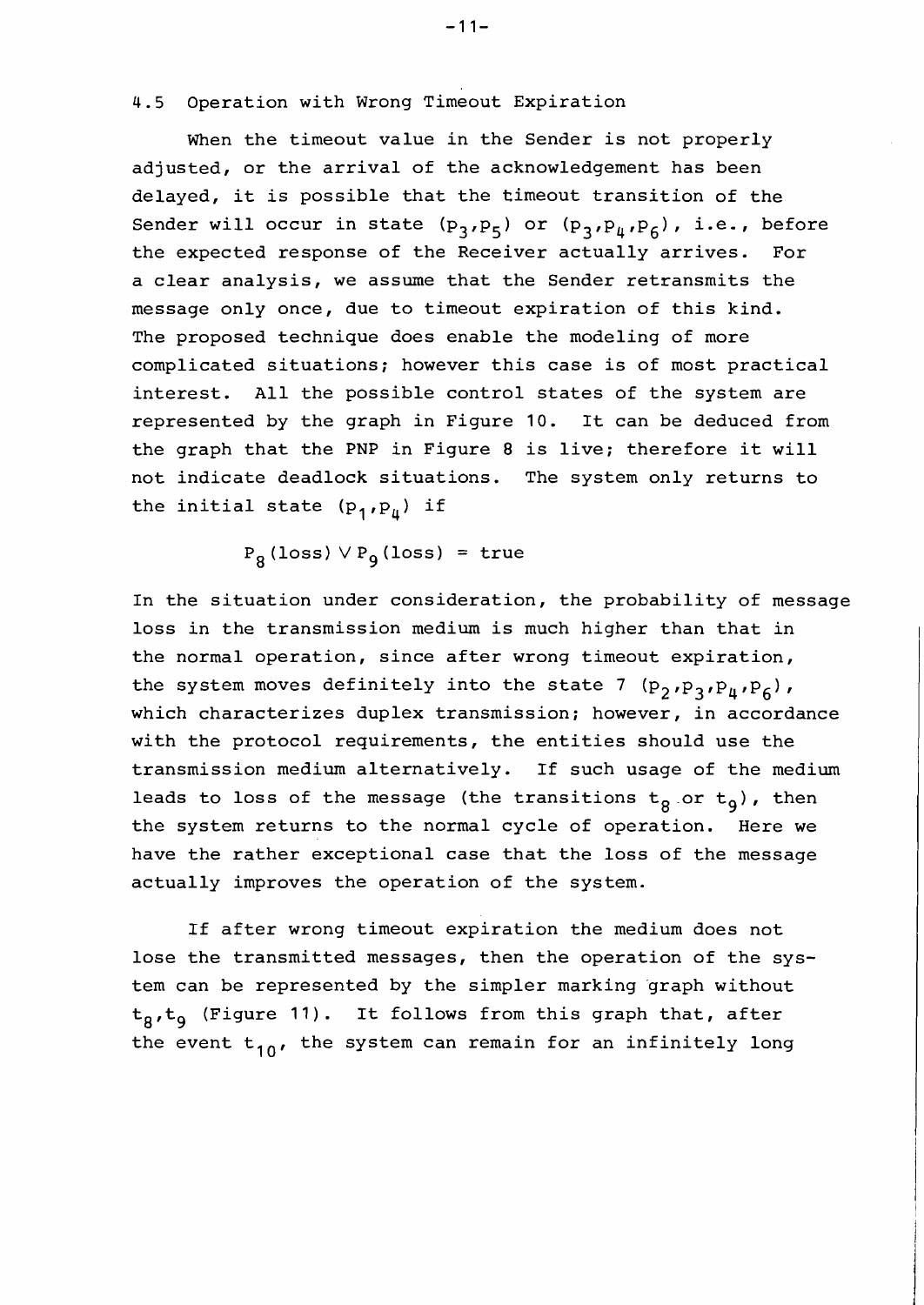## 4.5 Operation with Wrong Timeout Expiration

When the timeout value in the Sender is not properly adjusted, or the arrival of the acknowledgement has been delayed, it is possible that the timeout transition of the Sender will occur in state $(p_3, p_5)$ or $(p_3, p_4, p_6)$, i.e., before the expected response of the Receiver actually arrives. For a clear analysis, we assume that the Sender retransmits the message only once, due to timeout expiration of this kind. The proposed technique does enable the modeling of more complicated situations; however this case is of most practical interest. All the possible control states of the system are represented by the graph in Figure 10. It can be deduced from the graph that the PNP in Figure 8 is live; therefore it will not indicate deadlock situations. The system only returns to the initial state $(p_1, p_4)$ if

$$P_8(\text{loss}) \vee P_9(\text{loss}) = \text{true}$$

In the situation under consideration, the probability of message loss in the transmission medium is much higher than that in the normal operation, since after wrong timeout expiration, the system moves definitely into the state 7 $(p_2, p_3, p_4, p_6)$, which characterizes duplex transmission; however, in accordance with the protocol requirements, the entities should use the transmission medium alternatively. If such usage of the medium leads to loss of the message (the transitions $t_8$ or $t_9$), then the system returns to the normal cycle of operation. Here we have the rather exceptional case that the loss of the message actually improves the operation of the system.

If after wrong timeout expiration the medium does not lose the transmitted messages, then the operation of the system can be represented by the simpler marking graph without $t_8, t_9$ (Figure 11). It follows from this graph that, after the event $t_{10}$, the system can remain for an infinitely long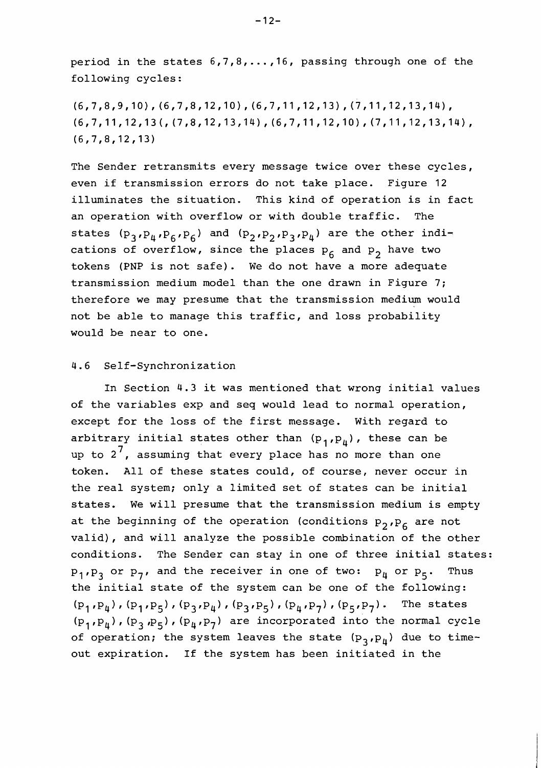period in the states 6,7,8,...,16, passing through one of the following cycles:

(6,7,8,9,10),(6,7,8,12,10),(6,7,11,12,13),(7,11,12,13,14), (6,7,11,12,13(,(7,8,12,13,14),(6,7,11,12,10),(7,11,12,13,14), (6,7,8,12,13)

The Sender retransmits every message twice over these cycles, even if transmission errors do not take place. Figure 12 illuminates the situation. This kind of operation is in fact an operation with overflow or with double traffic. The states $(p_3,p_4,p_6,p_6)$ and $(p_2,p_2,p_3,p_4)$ are the other indications of overflow, since the places $p_6$ and $p_2$ have two tokens (PNP is not safe). We do not have a more adequate transmission medium model than the one drawn in Figure 7; therefore we may presume that the transmission medium would not be able to manage this traffic, and loss probability would be near to one.

## 4.6 Self-Synchronization

In Section 4.3 it was mentioned that wrong initial values of the variables exp and seq would lead to normal operation, except for the loss of the first message. With regard to arbitrary initial states other than $(p_1,p_4)$, these can be up to $2^7$, assuming that every place has no more than one token. All of these states could, of course, never occur in the real system; only a limited set of states can be initial states. We will presume that the transmission medium is empty at the beginning of the operation (conditions $p_2,p_6$ are not valid), and will analyze the possible combination of the other conditions. The Sender can stay in one of three initial states: $p_1,p_3$ or $p_7$, and the receiver in one of two: $p_4$ or $p_5$. Thus the initial state of the system can be one of the following: $(p_1,p_4),(p_1,p_5),(p_3,p_4),(p_3,p_5),(p_4,p_7),(p_5,p_7)$. The states $(p_1,p_4),(p_3,p_5),(p_4,p_7)$ are incorporated into the normal cycle of operation; the system leaves the state $(p_3,p_4)$ due to timeout expiration. If the system has been initiated in the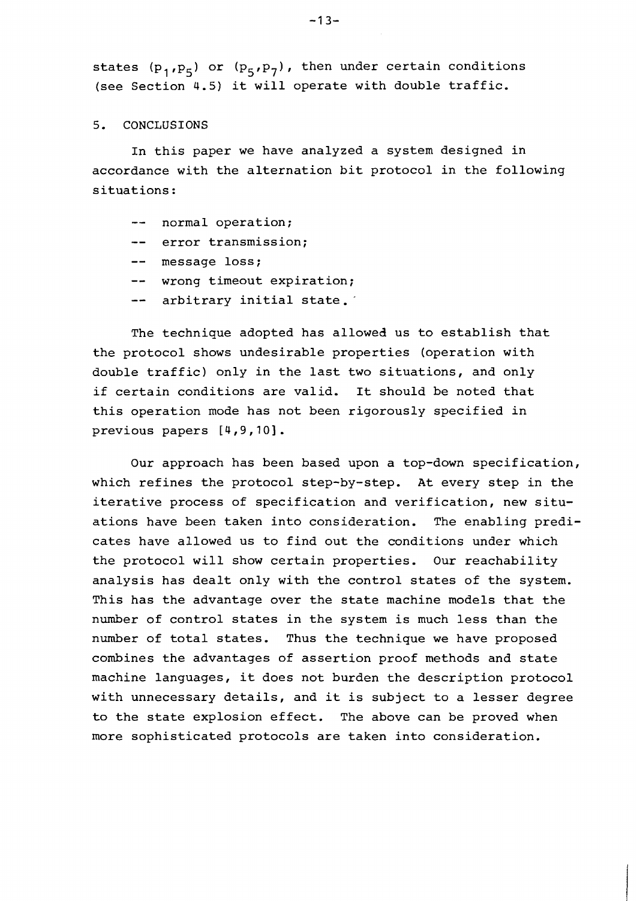states $(p_1,p_5)$ or $(p_5,p_7)$, then under certain conditions (see Section 4.5) it will operate with double traffic.

## 5. CONCLUSIONS

In this paper we have analyzed a system designed in accordance with the alternation bit protocol in the following situations:

- normal operation;
- error transmission;
- message loss;
- wrong timeout expiration;
- arbitrary initial state.

The technique adopted has allowed us to establish that the protocol shows undesirable properties (operation with double traffic) only in the last two situations, and only if certain conditions are valid. It should be noted that this operation mode has not been rigorously specified in previous papers [4,9,10].

Our approach has been based upon a top-down specification, which refines the protocol step-by-step. At every step in the iterative process of specification and verification, new situations have been taken into consideration. The enabling predicates have allowed us to find out the conditions under which the protocol will show certain properties. Our reachability analysis has dealt only with the control states of the system. This has the advantage over the state machine models that the number of control states in the system is much less than the number of total states. Thus the technique we have proposed combines the advantages of assertion proof methods and state machine languages, it does not burden the description protocol with unnecessary details, and it is subject to a lesser degree to the state explosion effect. The above can be proved when more sophisticated protocols are taken into consideration.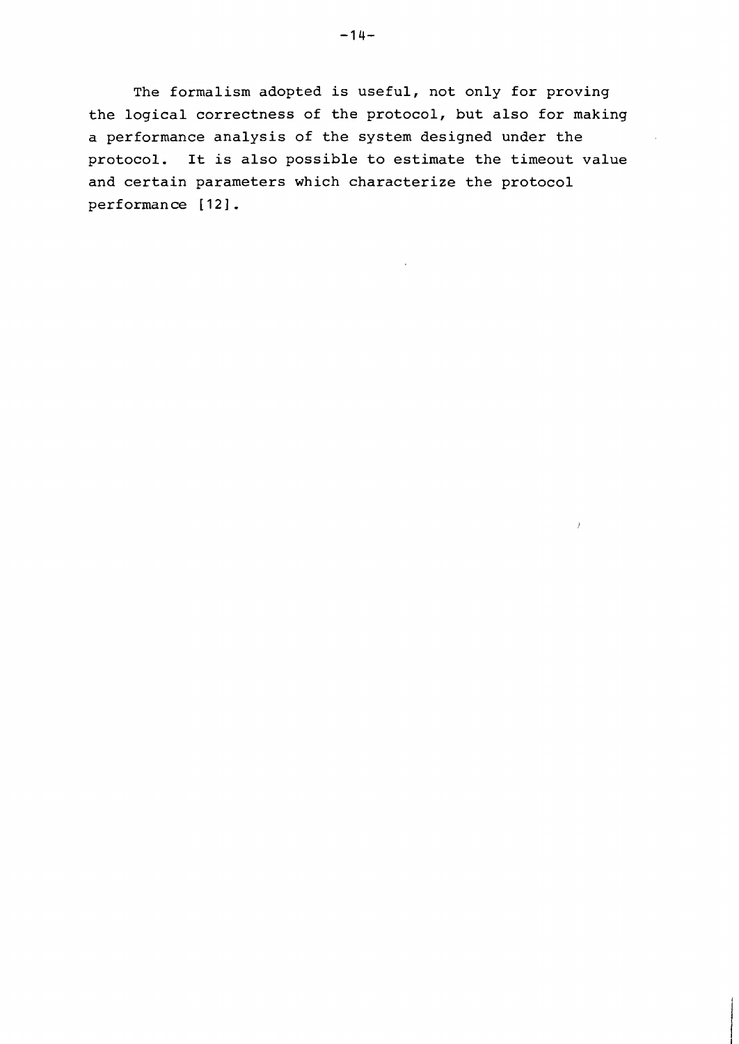The formalism adopted is useful, not only for proving the logical correctness of the protocol, but also for making a performance analysis of the system designed under the protocol. It is also possible to estimate the timeout value and certain parameters which characterize the protocol performance [12].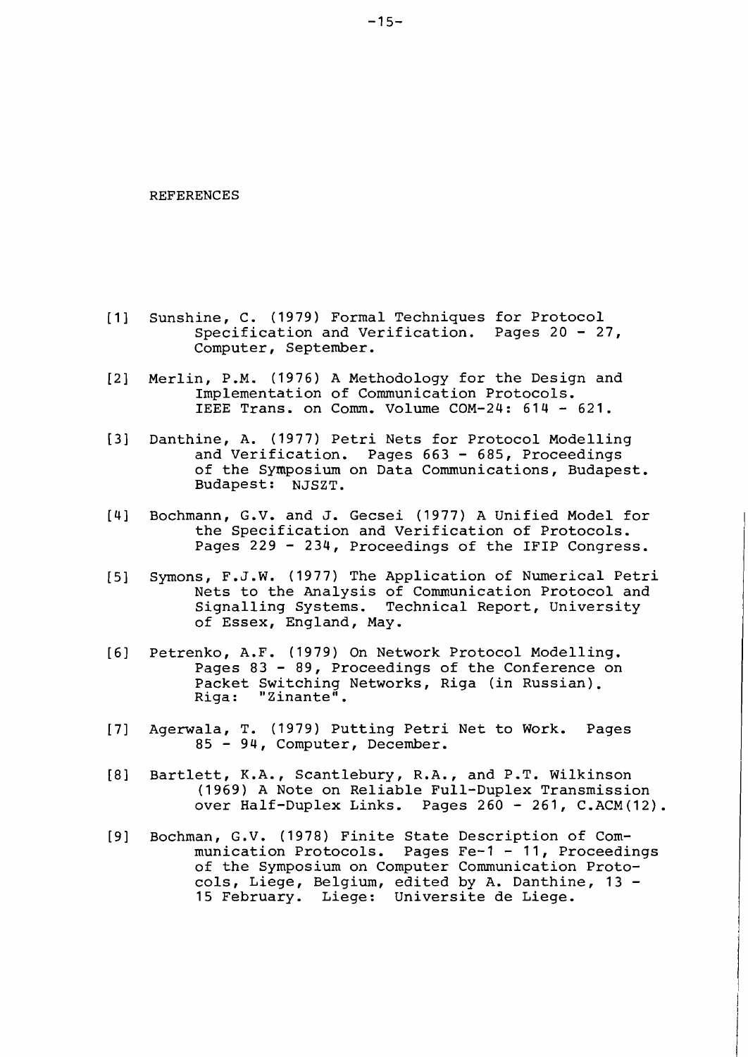# REFERENCES

[1] Sunshine, C. (1979) Formal Techniques for Protocol Specification and Verification. Pages 20 - 27, Computer, September.

[2] Merlin, P.M. (1976) A Methodology for the Design and Implementation of Communication Protocols. IEEE Trans. on Comm. Volume COM-24: 614 - 621.

[3] Danthine, A. (1977) Petri Nets for Protocol Modelling and Verification. Pages 663 - 685, Proceedings of the Symposium on Data Communications, Budapest. Budapest: NJSZT.

[4] Bochmann, G.V. and J. Gecsei (1977) A Unified Model for the Specification and Verification of Protocols. Pages 229 - 234, Proceedings of the IFIP Congress.

[5] Symons, F.J.W. (1977) The Application of Numerical Petri Nets to the Analysis of Communication Protocol and Signalling Systems. Technical Report, University of Essex, England, May.

[6] Petrenko, A.F. (1979) On Network Protocol Modelling. Pages 83 - 89, Proceedings of the Conference on Packet Switching Networks, Riga (in Russian). Riga: "Zinante".

[7] Agerwala, T. (1979) Putting Petri Net to Work. Pages 85 - 94, Computer, December.

[8] Bartlett, K.A., Scantlebury, R.A., and P.T. Wilkinson (1969) A Note on Reliable Full-Duplex Transmission over Half-Duplex Links. Pages 260 - 261, C.ACM(12).

[9] Bochman, G.V. (1978) Finite State Description of Communication Protocols. Pages Fe-1 - 11, Proceedings of the Symposium on Computer Communication Protocols, Liege, Belgium, edited by A. Danthine, 13 - 15 February. Liege: Universite de Liege.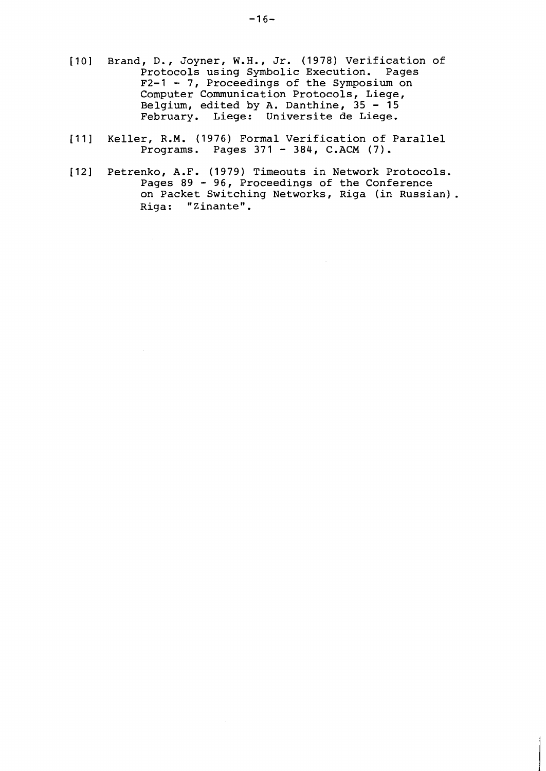[10] Brand, D., Joyner, W.H., Jr. (1978) Verification of Protocols using Symbolic Execution. Pages F2-1 - 7, Proceedings of the Symposium on Computer Communication Protocols, Liege, Belgium, edited by A. Danthine, 35 - 15 February. Liege: Universite de Liege.

[11] Keller, R.M. (1976) Formal Verification of Parallel Programs. Pages 371 - 384, C.ACM (7).

[12] Petrenko, A.F. (1979) Timeouts in Network Protocols. Pages 89 - 96, Proceedings of the Conference on Packet Switching Networks, Riga (in Russian). Riga: "Zinante".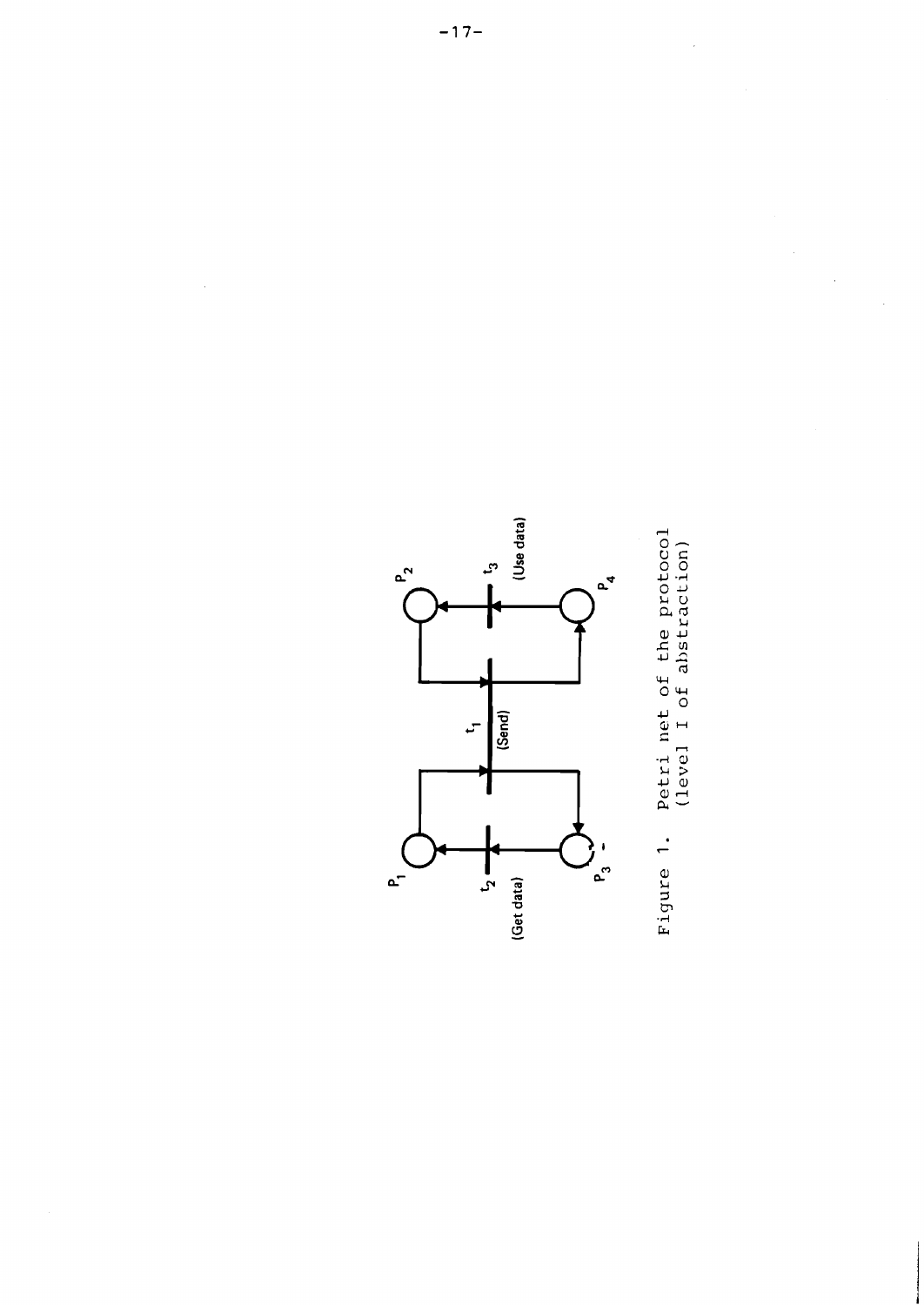Figure 1. Petri net of the protocol (level I of abstraction)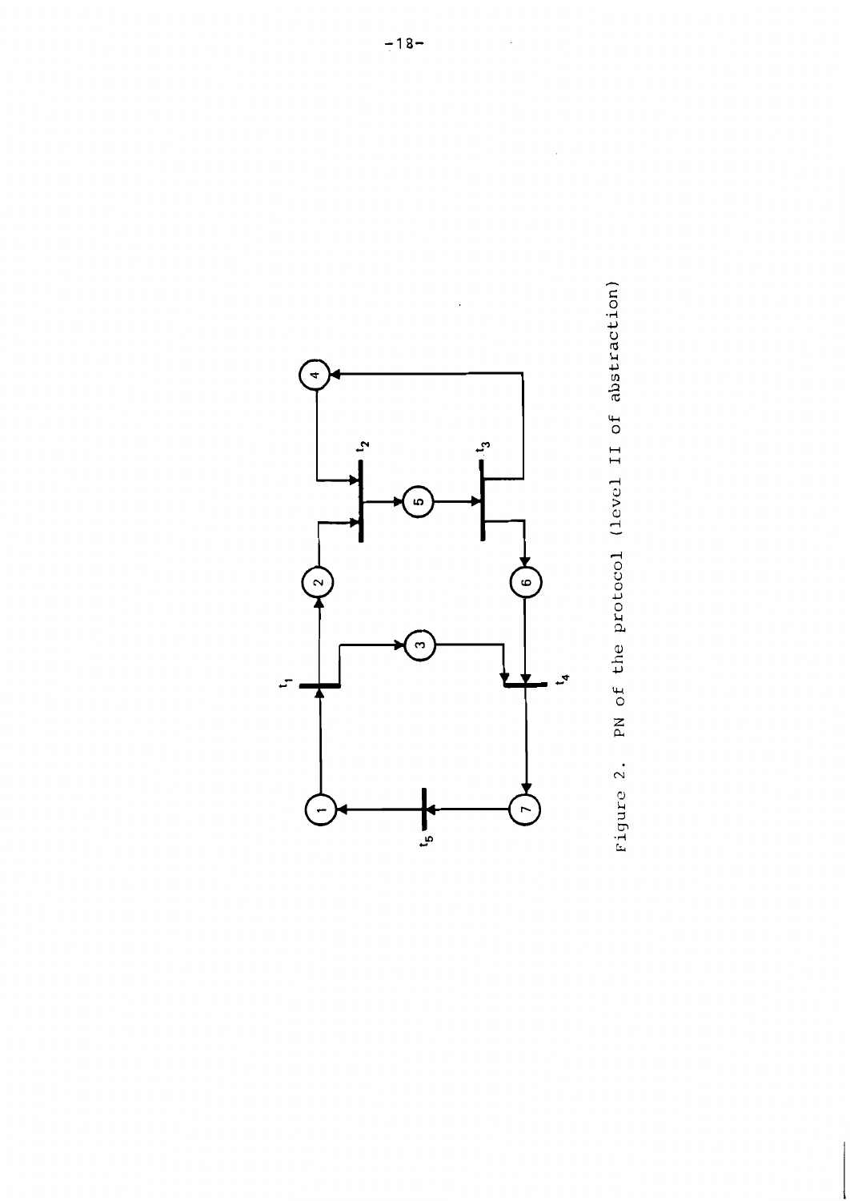Figure 2. PN of the protocol (level II of abstraction)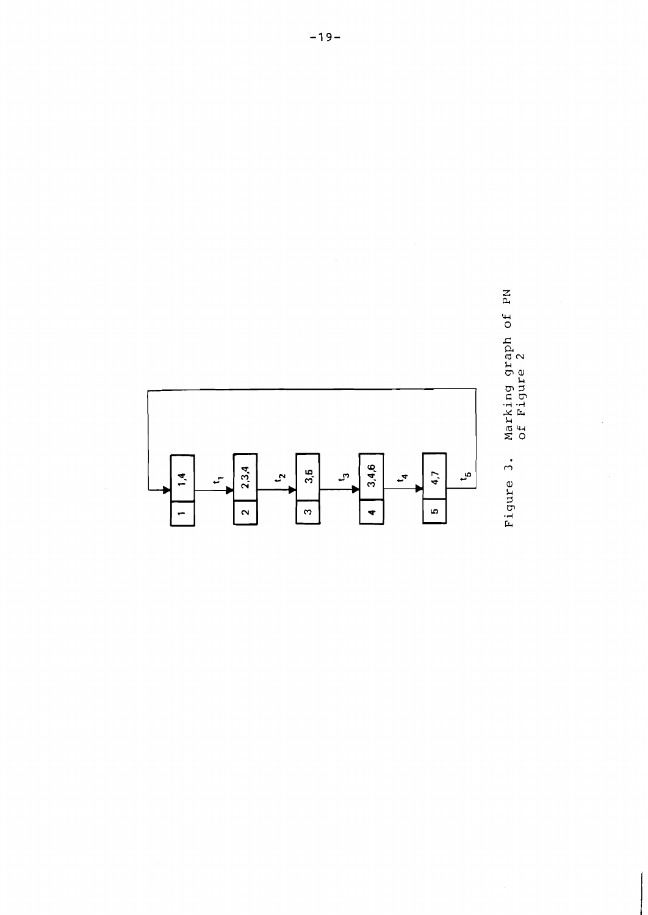| 1 | 1,4 |
|---|---|

$\xrightarrow{t_1}$

| 2 | 2,3,4 |
|---|---|

$\xrightarrow{t_2}$

| 3 | 3,5 |
|---|---|

$\xrightarrow{t_3}$

| 4 | 3,4,6 |
|---|---|

$\xrightarrow{t_4}$

| 5 | 4,7 |
|---|---|

$\xrightarrow{t_5}$ (back to 1)

Figure 3. Marking graph of PN of Figure 2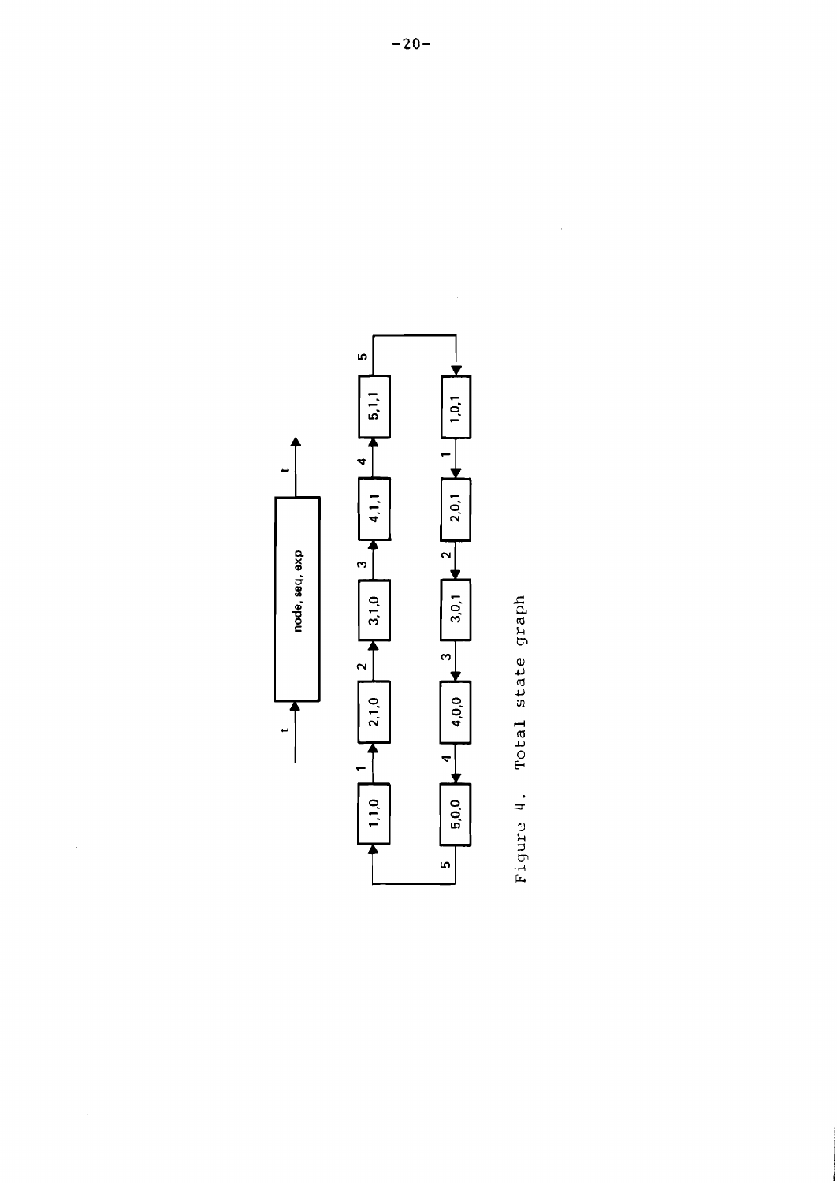Figure 4. Total state graph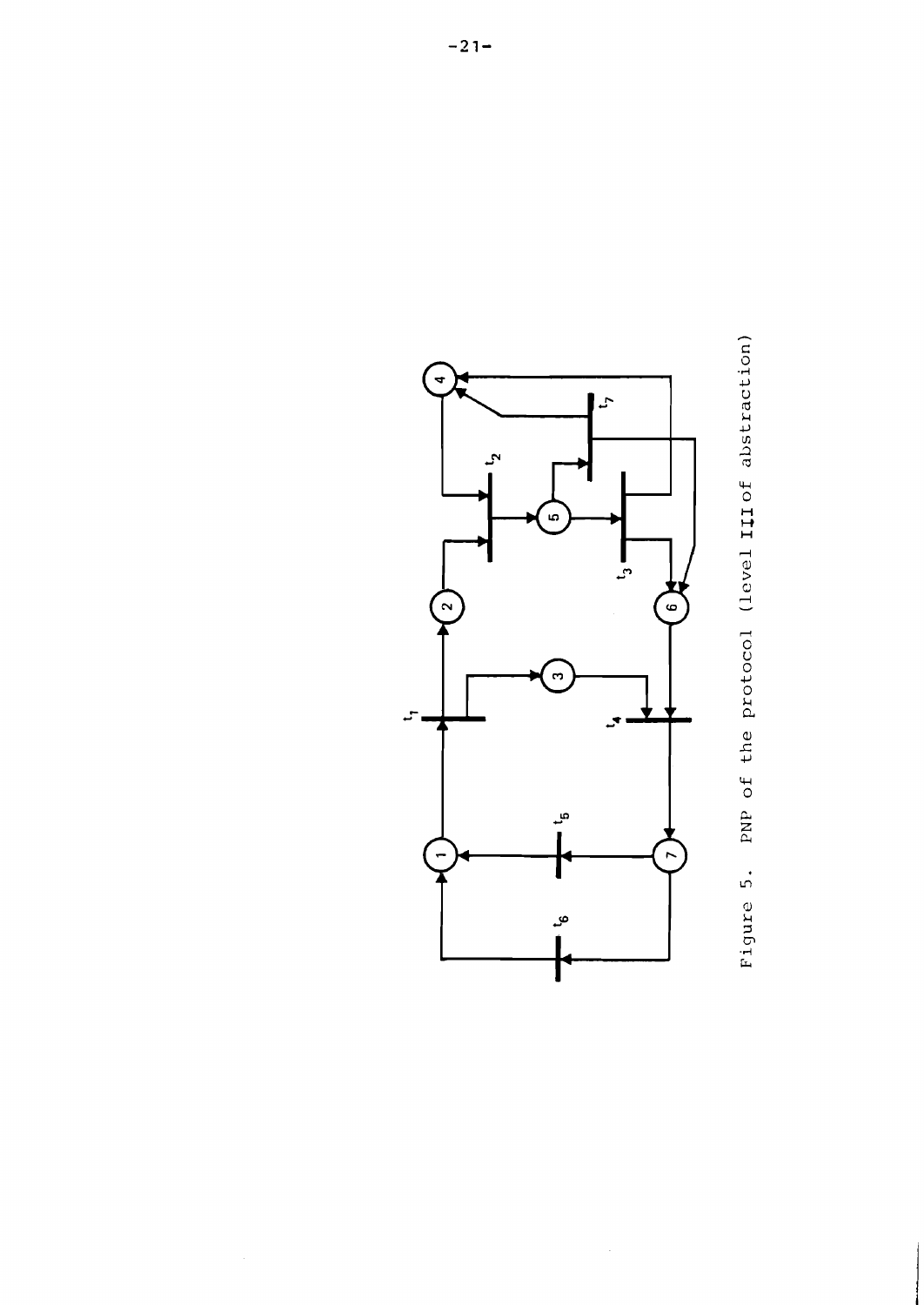Figure 5. PNP of the protocol (level III of abstraction)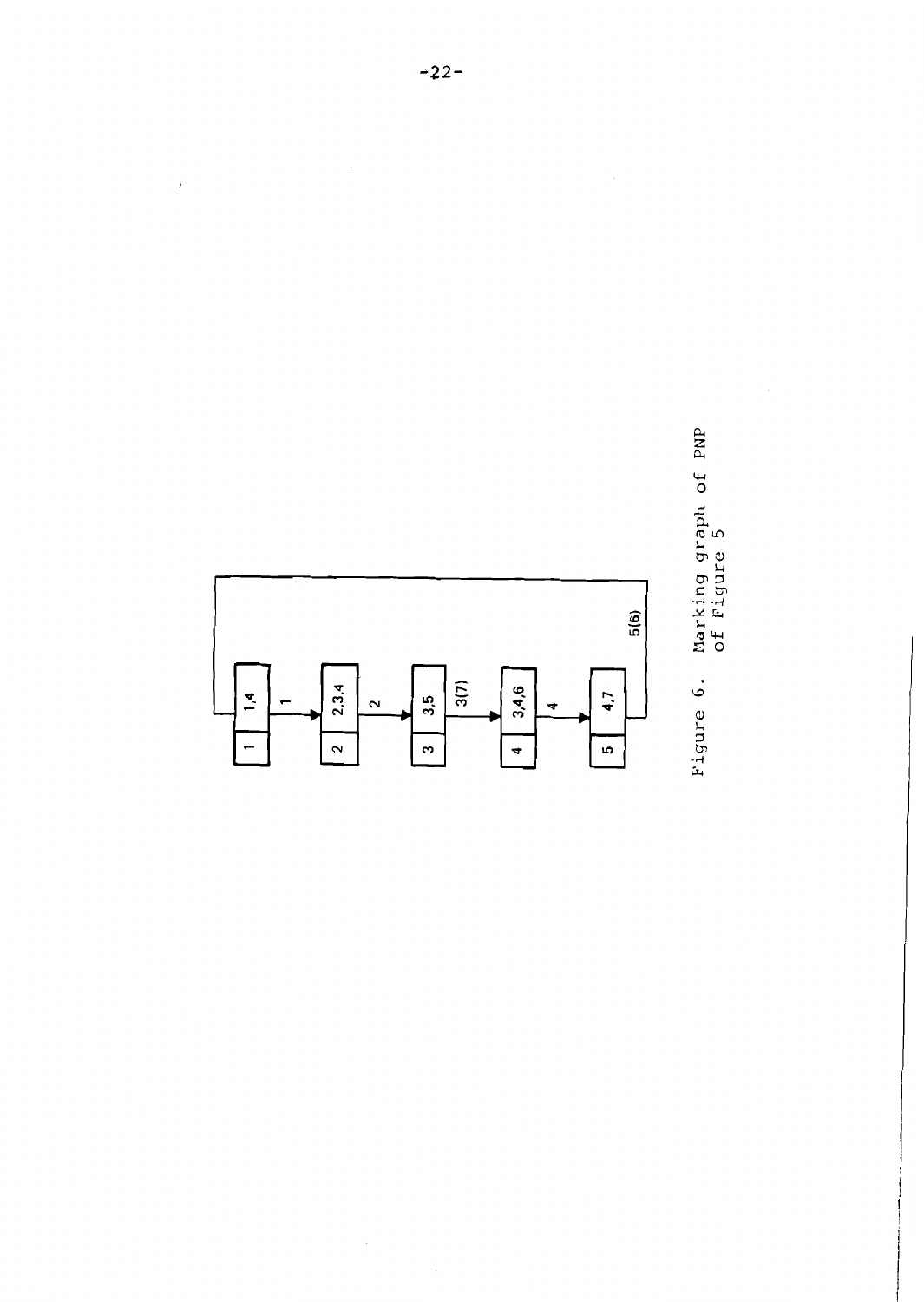Figure 6. Marking graph of PNP of Figure 5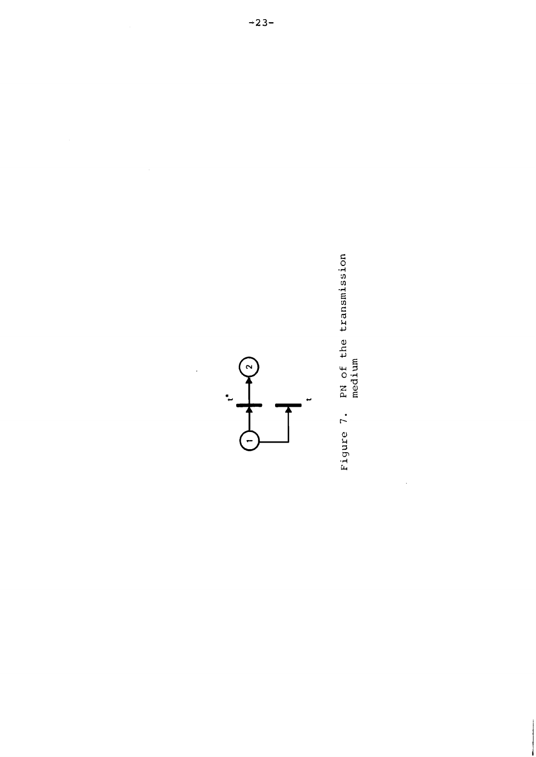Figure 7. PN of the transmission medium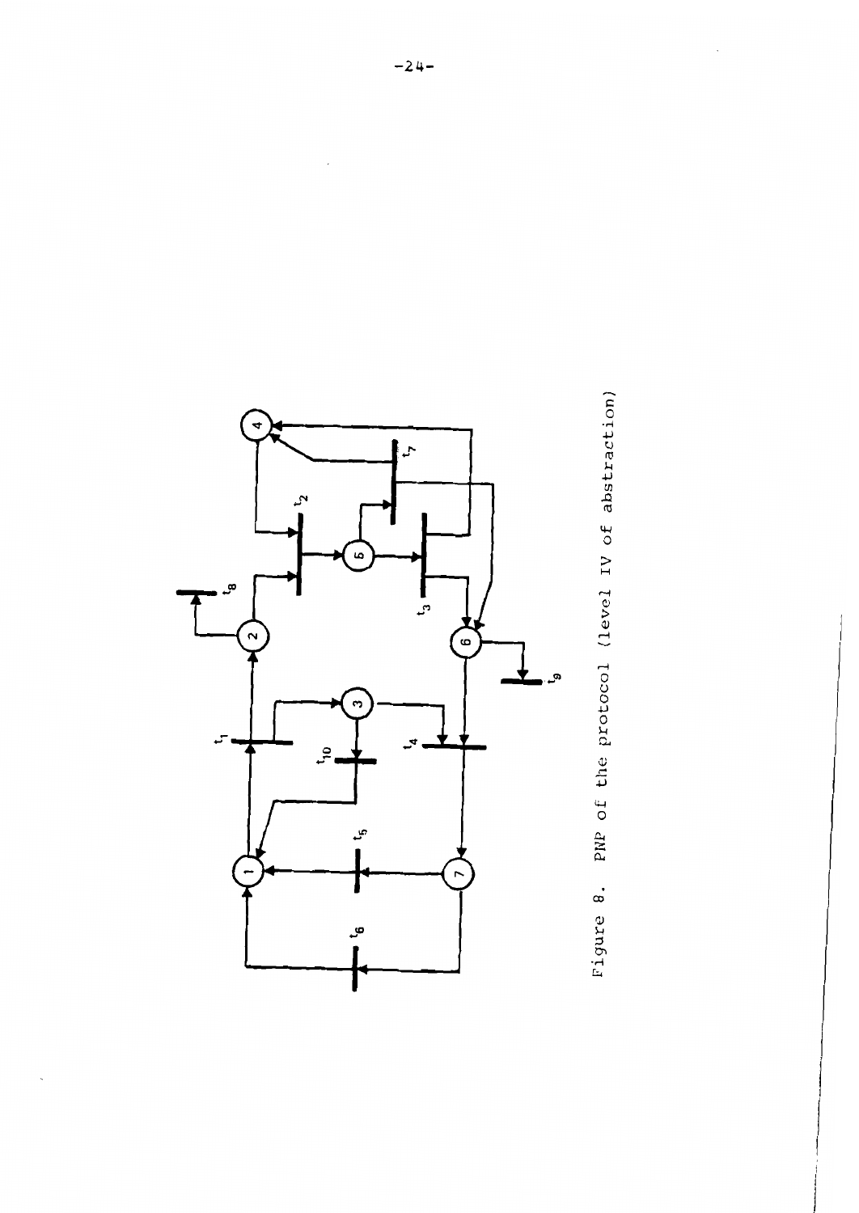Figure 8. PNP of the protocol (level IV of abstraction)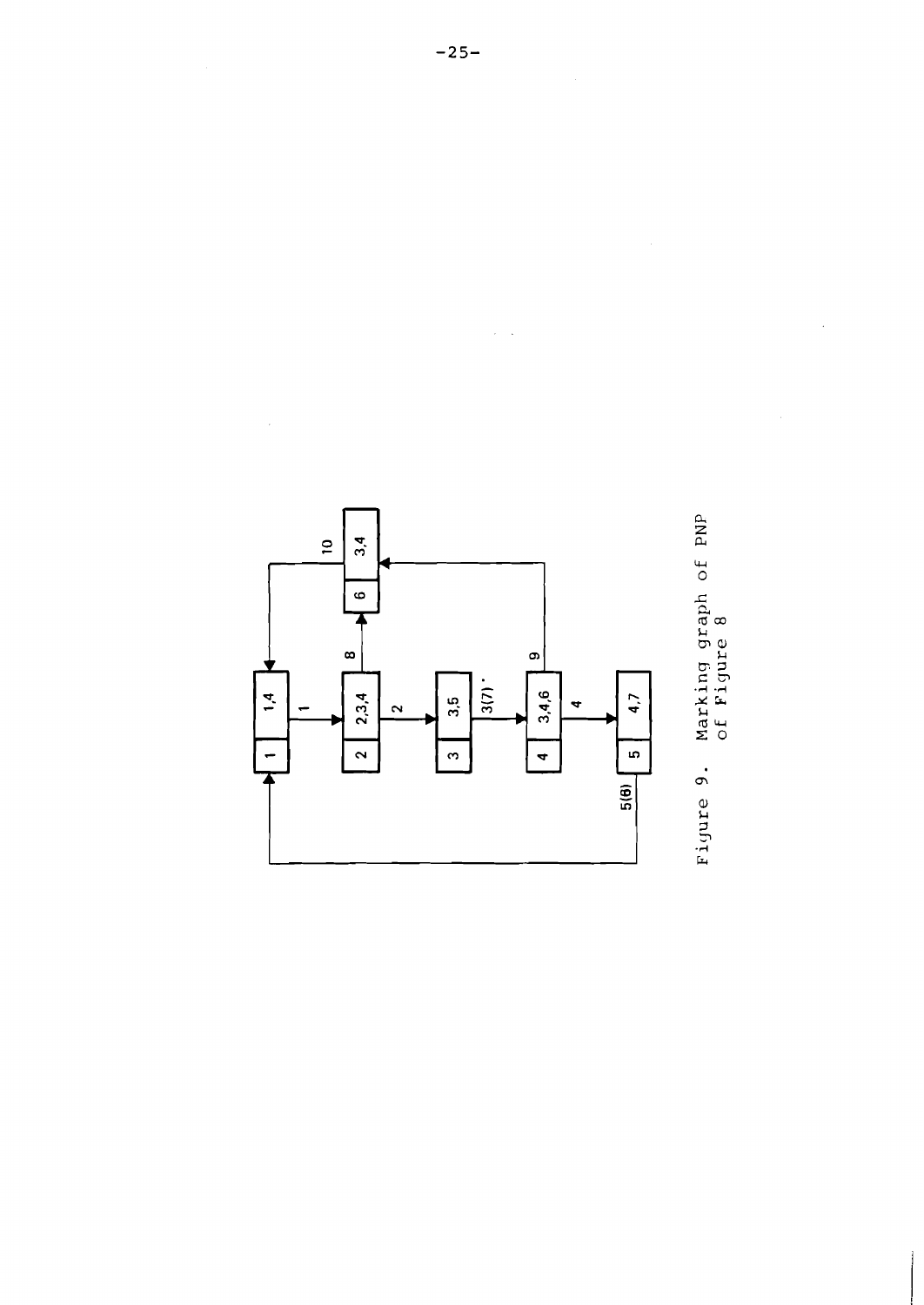Figure 9. Marking graph of PNP of Figure 8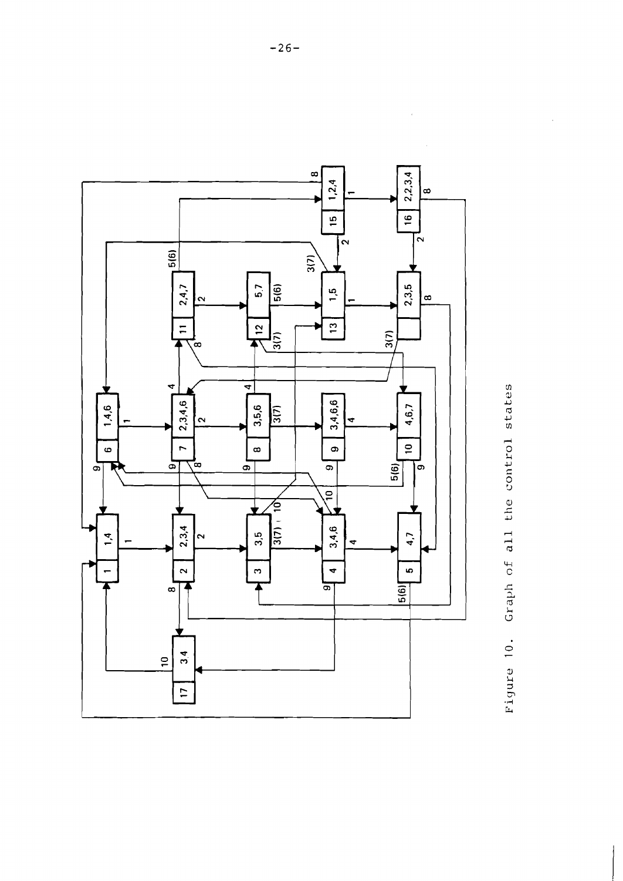Figure 10. Graph of all the control states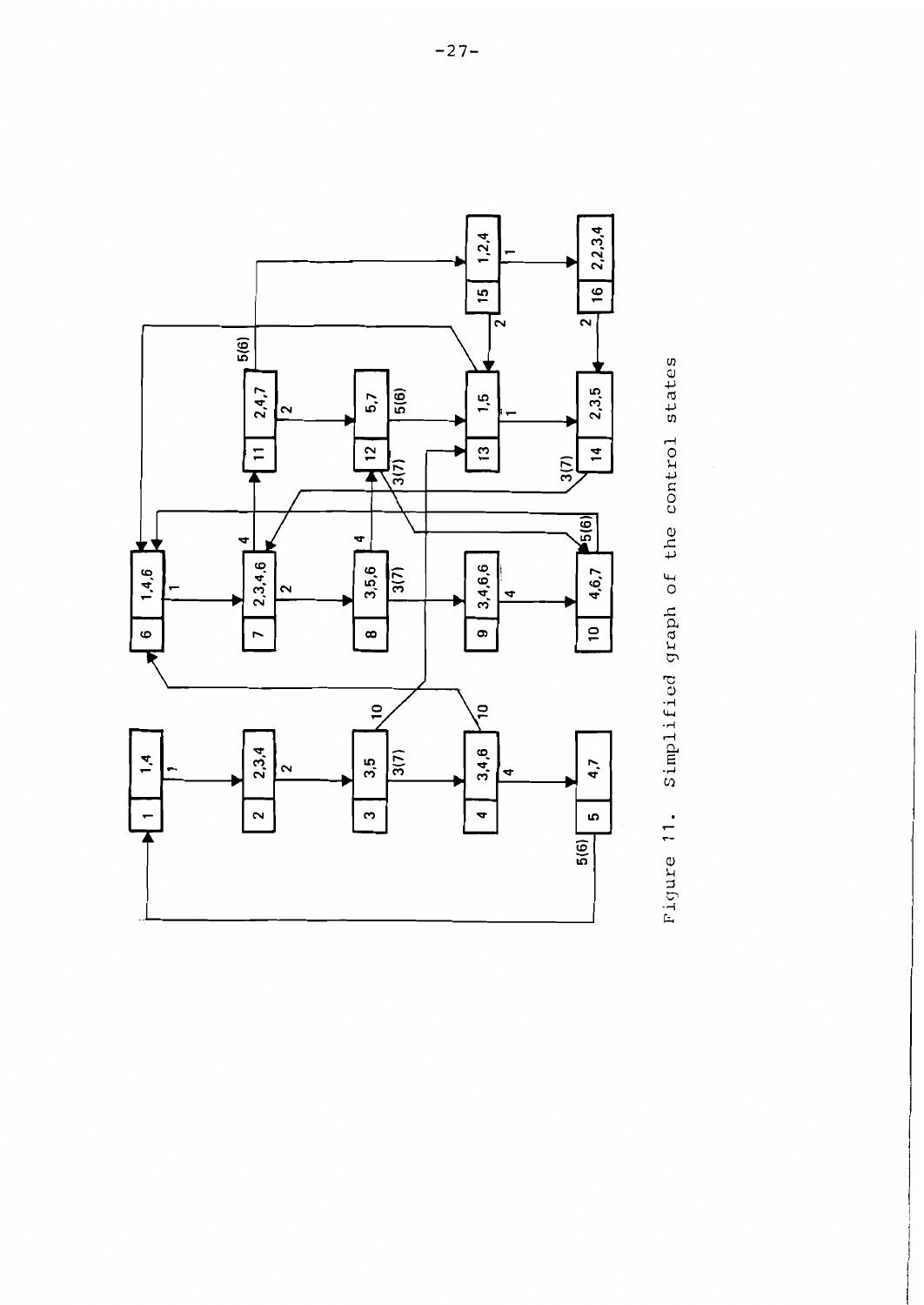Figure 11. Simplified graph of the control states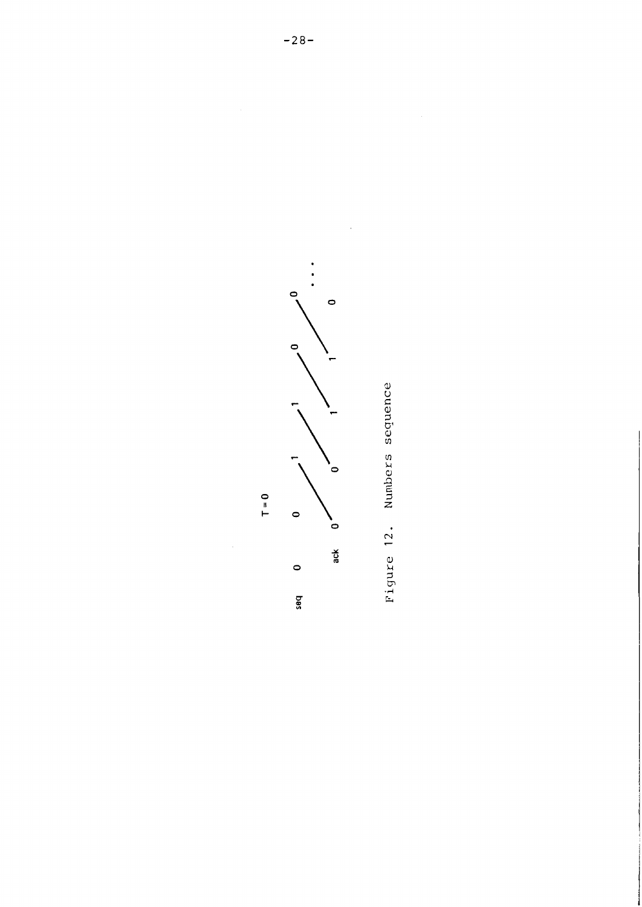T = 0

seq 0 0 1 1 0 0 . . .

ack 0 0 1 1 0

Figure 12. Numbers sequence